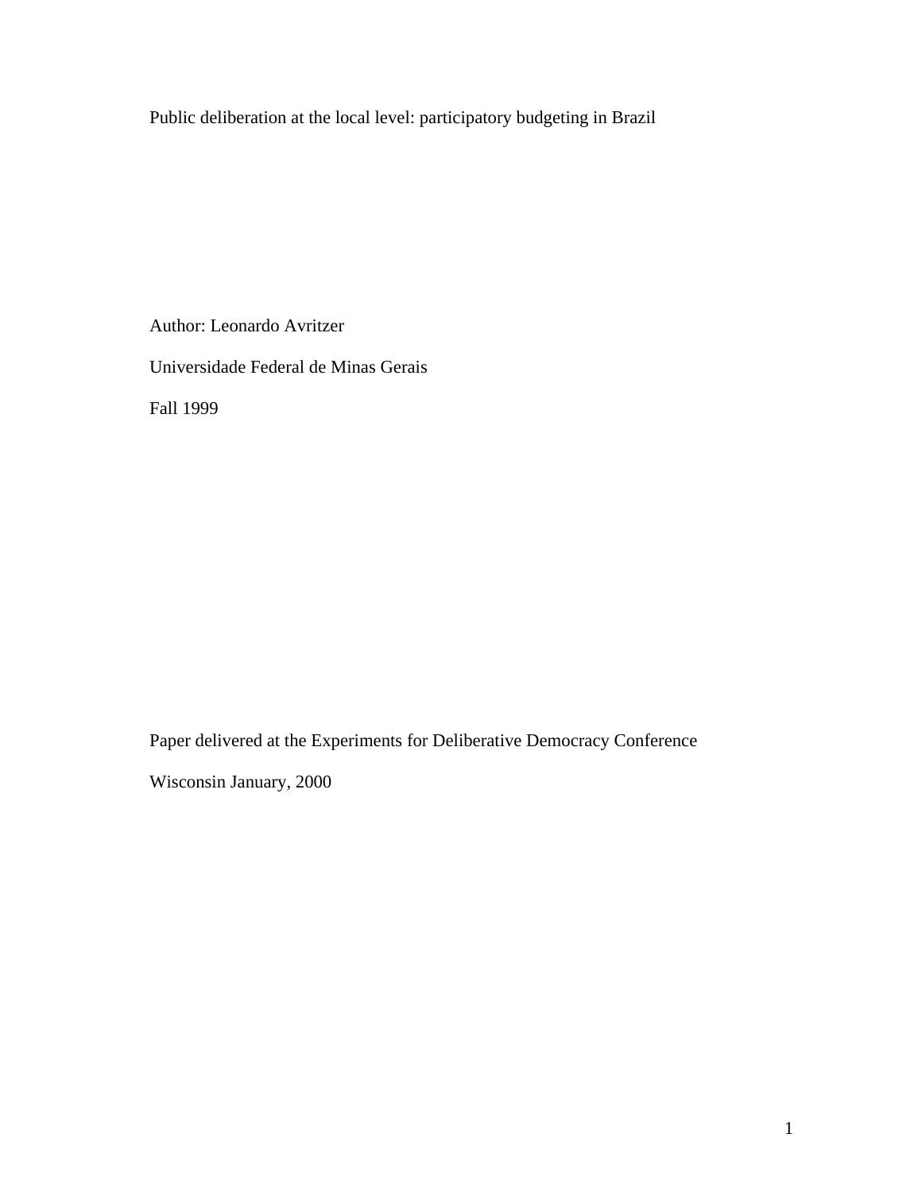# Public deliberation at the local level: participatory budgeting in Brazil

Author: Leonardo Avritzer

Universidade Federal de Minas Gerais

Fall 1999

Paper delivered at the Experiments for Deliberative Democracy Conference

Wisconsin January, 2000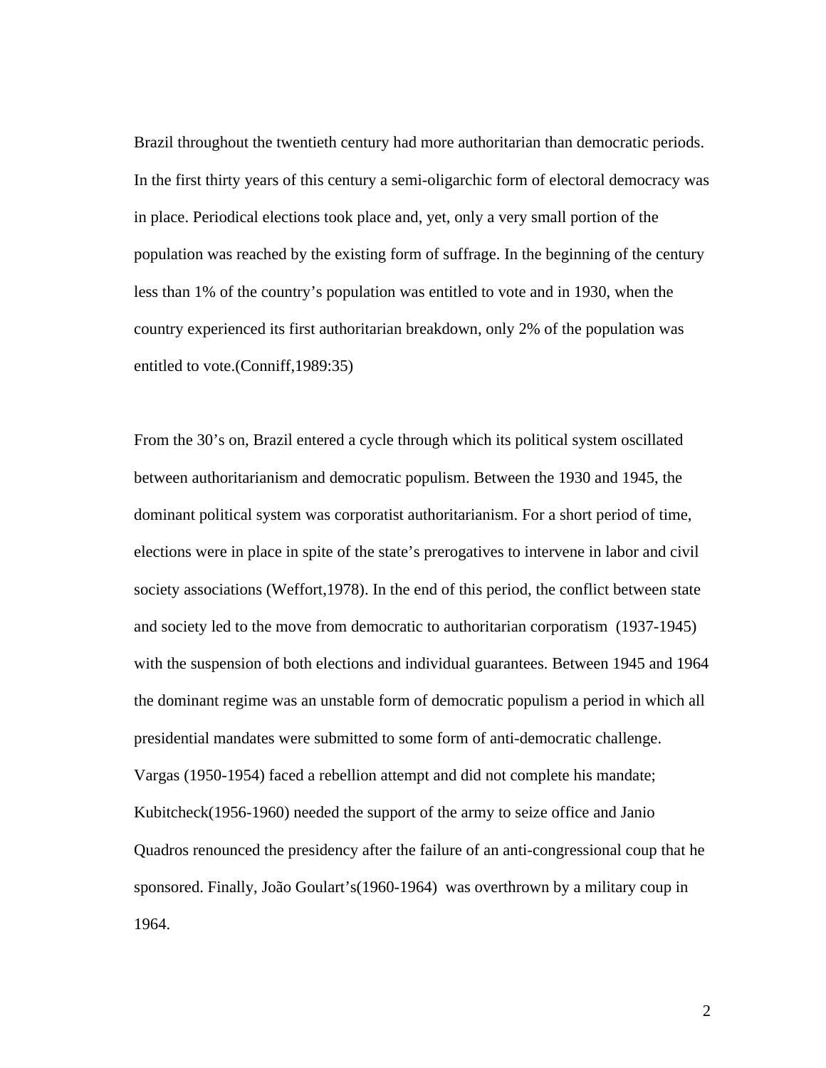Brazil throughout the twentieth century had more authoritarian than democratic periods. In the first thirty years of this century a semi-oligarchic form of electoral democracy was in place. Periodical elections took place and, yet, only a very small portion of the population was reached by the existing form of suffrage. In the beginning of the century less than 1% of the country's population was entitled to vote and in 1930, when the country experienced its first authoritarian breakdown, only 2% of the population was entitled to vote.(Conniff,1989:35)

From the 30's on, Brazil entered a cycle through which its political system oscillated between authoritarianism and democratic populism. Between the 1930 and 1945, the dominant political system was corporatist authoritarianism. For a short period of time, elections were in place in spite of the state's prerogatives to intervene in labor and civil society associations (Weffort,1978). In the end of this period, the conflict between state and society led to the move from democratic to authoritarian corporatism (1937-1945) with the suspension of both elections and individual guarantees. Between 1945 and 1964 the dominant regime was an unstable form of democratic populism a period in which all presidential mandates were submitted to some form of anti-democratic challenge. Vargas (1950-1954) faced a rebellion attempt and did not complete his mandate; Kubitcheck(1956-1960) needed the support of the army to seize office and Janio Quadros renounced the presidency after the failure of an anti-congressional coup that he sponsored. Finally, João Goulart's(1960-1964) was overthrown by a military coup in 1964.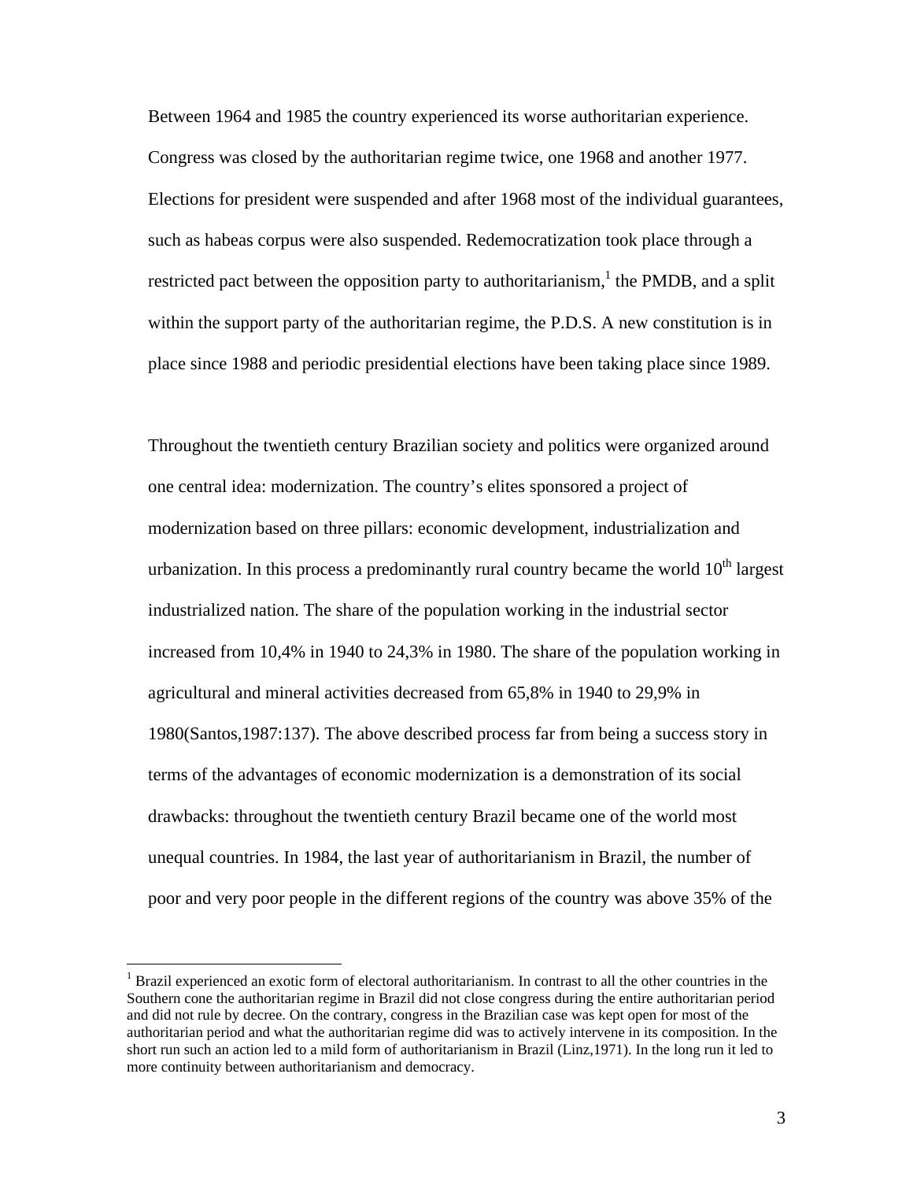Between 1964 and 1985 the country experienced its worse authoritarian experience. Congress was closed by the authoritarian regime twice, one 1968 and another 1977. Elections for president were suspended and after 1968 most of the individual guarantees, such as habeas corpus were also suspended. Redemocratization took place through a restricted pact between the opposition party to authoritarianism,[1] the PMDB, and a split within the support party of the authoritarian regime, the P.D.S. A new constitution is in place since 1988 and periodic presidential elections have been taking place since 1989.

Throughout the twentieth century Brazilian society and politics were organized around one central idea: modernization. The country's elites sponsored a project of modernization based on three pillars: economic development, industrialization and urbanization. In this process a predominantly rural country became the world 10th largest industrialized nation. The share of the population working in the industrial sector increased from 10,4% in 1940 to 24,3% in 1980. The share of the population working in agricultural and mineral activities decreased from 65,8% in 1940 to 29,9% in 1980(Santos,1987:137). The above described process far from being a success story in terms of the advantages of economic modernization is a demonstration of its social drawbacks: throughout the twentieth century Brazil became one of the world most unequal countries. In 1984, the last year of authoritarianism in Brazil, the number of poor and very poor people in the different regions of the country was above 35% of the

[1] Brazil experienced an exotic form of electoral authoritarianism. In contrast to all the other countries in the Southern cone the authoritarian regime in Brazil did not close congress during the entire authoritarian period and did not rule by decree. On the contrary, congress in the Brazilian case was kept open for most of the authoritarian period and what the authoritarian regime did was to actively intervene in its composition. In the short run such an action led to a mild form of authoritarianism in Brazil (Linz,1971). In the long run it led to more continuity between authoritarianism and democracy.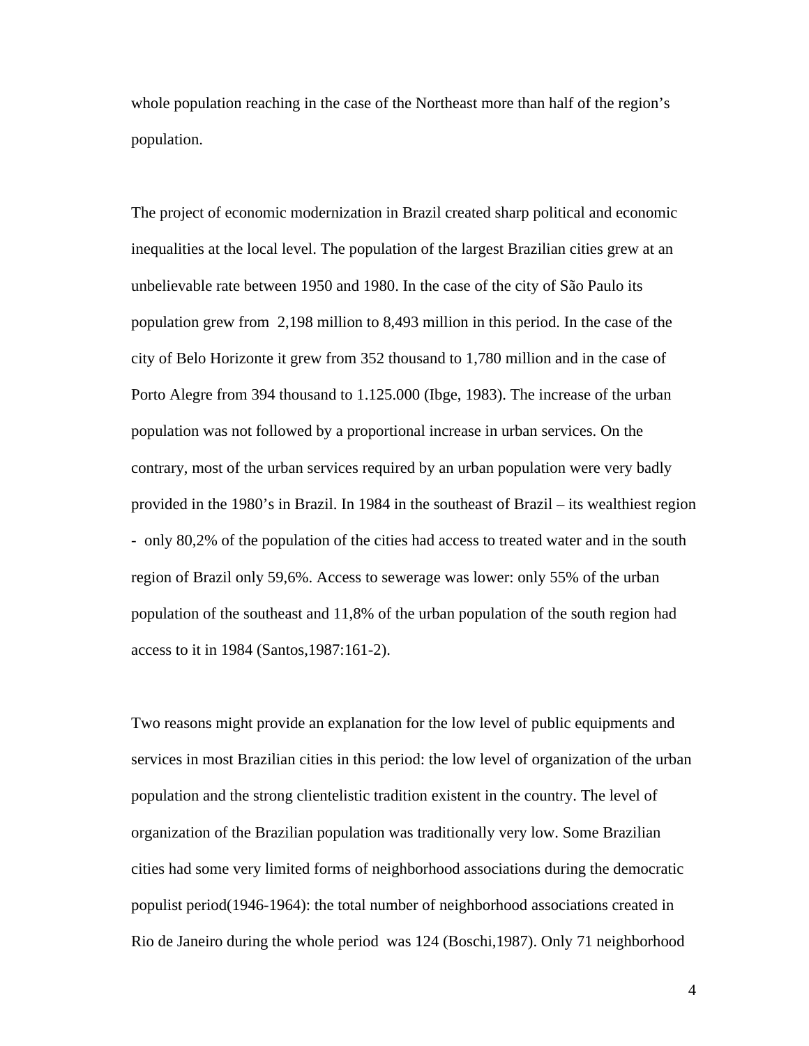whole population reaching in the case of the Northeast more than half of the region's population.

The project of economic modernization in Brazil created sharp political and economic inequalities at the local level. The population of the largest Brazilian cities grew at an unbelievable rate between 1950 and 1980. In the case of the city of São Paulo its population grew from  2,198 million to 8,493 million in this period. In the case of the city of Belo Horizonte it grew from 352 thousand to 1,780 million and in the case of Porto Alegre from 394 thousand to 1.125.000 (Ibge, 1983). The increase of the urban population was not followed by a proportional increase in urban services. On the contrary, most of the urban services required by an urban population were very badly provided in the 1980's in Brazil. In 1984 in the southeast of Brazil – its wealthiest region -  only 80,2% of the population of the cities had access to treated water and in the south region of Brazil only 59,6%. Access to sewerage was lower: only 55% of the urban population of the southeast and 11,8% of the urban population of the south region had access to it in 1984 (Santos,1987:161-2).

Two reasons might provide an explanation for the low level of public equipments and services in most Brazilian cities in this period: the low level of organization of the urban population and the strong clientelistic tradition existent in the country. The level of organization of the Brazilian population was traditionally very low. Some Brazilian cities had some very limited forms of neighborhood associations during the democratic populist period(1946-1964): the total number of neighborhood associations created in Rio de Janeiro during the whole period  was 124 (Boschi,1987). Only 71 neighborhood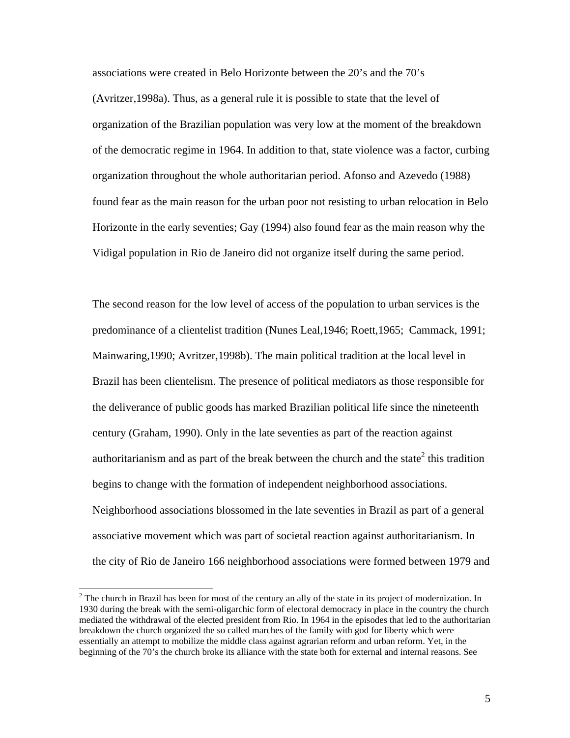associations were created in Belo Horizonte between the 20's and the 70's (Avritzer,1998a). Thus, as a general rule it is possible to state that the level of organization of the Brazilian population was very low at the moment of the breakdown of the democratic regime in 1964. In addition to that, state violence was a factor, curbing organization throughout the whole authoritarian period. Afonso and Azevedo (1988) found fear as the main reason for the urban poor not resisting to urban relocation in Belo Horizonte in the early seventies; Gay (1994) also found fear as the main reason why the Vidigal population in Rio de Janeiro did not organize itself during the same period.

The second reason for the low level of access of the population to urban services is the predominance of a clientelist tradition (Nunes Leal,1946; Roett,1965; Cammack, 1991; Mainwaring,1990; Avritzer,1998b). The main political tradition at the local level in Brazil has been clientelism. The presence of political mediators as those responsible for the deliverance of public goods has marked Brazilian political life since the nineteenth century (Graham, 1990). Only in the late seventies as part of the reaction against authoritarianism and as part of the break between the church and the state[2] this tradition begins to change with the formation of independent neighborhood associations. Neighborhood associations blossomed in the late seventies in Brazil as part of a general associative movement which was part of societal reaction against authoritarianism. In the city of Rio de Janeiro 166 neighborhood associations were formed between 1979 and

[2] The church in Brazil has been for most of the century an ally of the state in its project of modernization. In 1930 during the break with the semi-oligarchic form of electoral democracy in place in the country the church mediated the withdrawal of the elected president from Rio. In 1964 in the episodes that led to the authoritarian breakdown the church organized the so called marches of the family with god for liberty which were essentially an attempt to mobilize the middle class against agrarian reform and urban reform. Yet, in the beginning of the 70's the church broke its alliance with the state both for external and internal reasons. See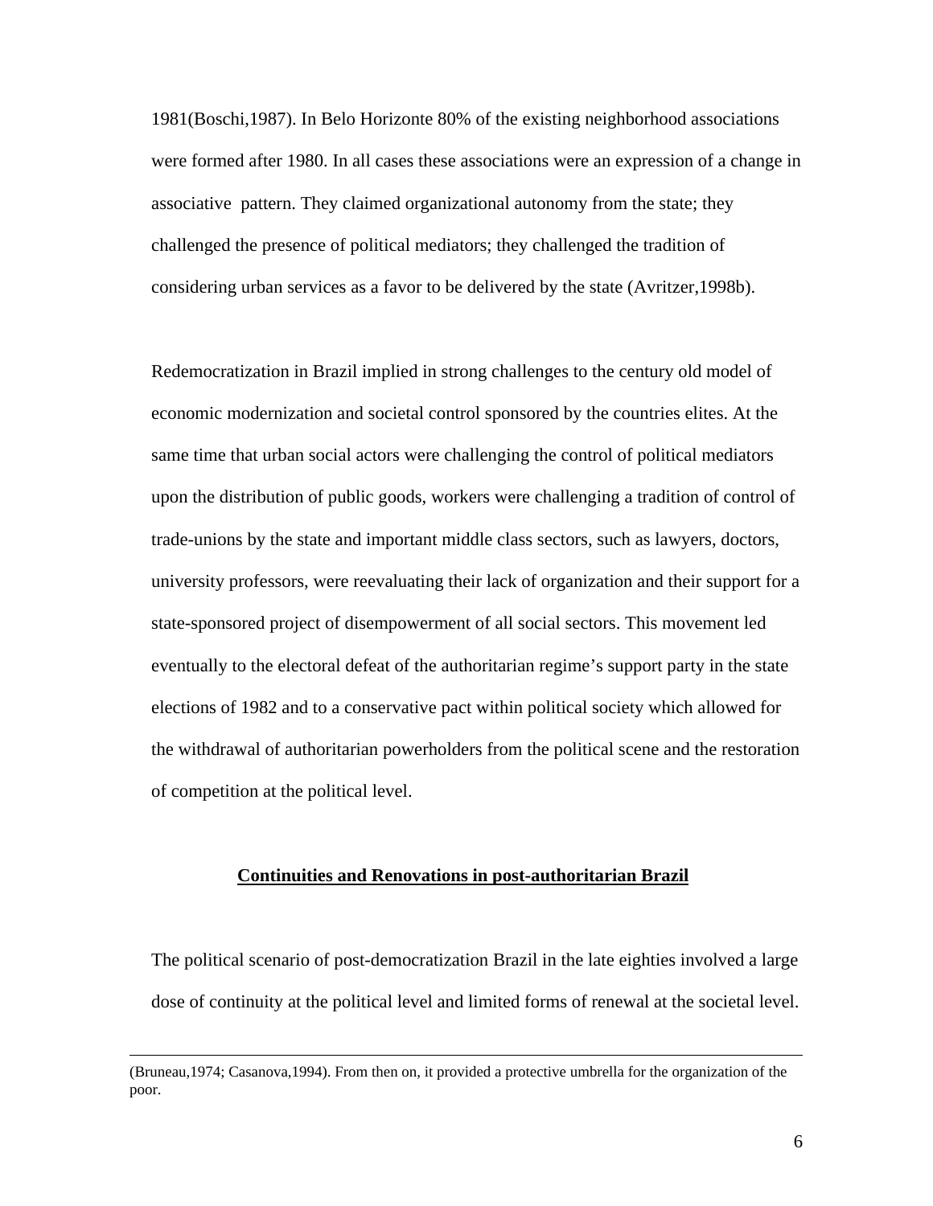1981(Boschi,1987). In Belo Horizonte 80% of the existing neighborhood associations were formed after 1980. In all cases these associations were an expression of a change in associative pattern. They claimed organizational autonomy from the state; they challenged the presence of political mediators; they challenged the tradition of considering urban services as a favor to be delivered by the state (Avritzer,1998b).

Redemocratization in Brazil implied in strong challenges to the century old model of economic modernization and societal control sponsored by the countries elites. At the same time that urban social actors were challenging the control of political mediators upon the distribution of public goods, workers were challenging a tradition of control of trade-unions by the state and important middle class sectors, such as lawyers, doctors, university professors, were reevaluating their lack of organization and their support for a state-sponsored project of disempowerment of all social sectors. This movement led eventually to the electoral defeat of the authoritarian regime's support party in the state elections of 1982 and to a conservative pact within political society which allowed for the withdrawal of authoritarian powerholders from the political scene and the restoration of competition at the political level.

## Continuities and Renovations in post-authoritarian Brazil

The political scenario of post-democratization Brazil in the late eighties involved a large dose of continuity at the political level and limited forms of renewal at the societal level.

---

(Bruneau,1974; Casanova,1994). From then on, it provided a protective umbrella for the organization of the poor.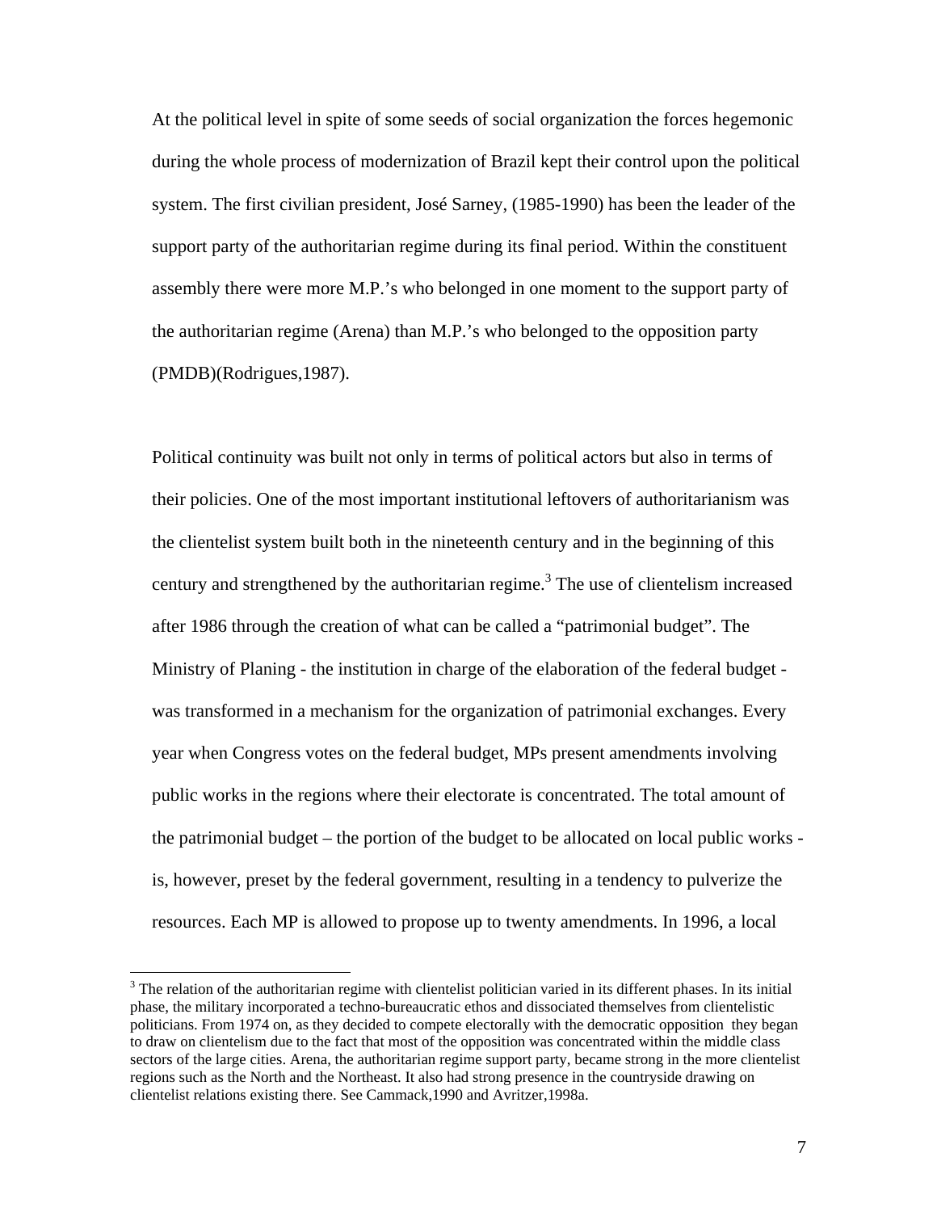At the political level in spite of some seeds of social organization the forces hegemonic during the whole process of modernization of Brazil kept their control upon the political system. The first civilian president, José Sarney, (1985-1990) has been the leader of the support party of the authoritarian regime during its final period. Within the constituent assembly there were more M.P.'s who belonged in one moment to the support party of the authoritarian regime (Arena) than M.P.'s who belonged to the opposition party (PMDB)(Rodrigues,1987).

Political continuity was built not only in terms of political actors but also in terms of their policies. One of the most important institutional leftovers of authoritarianism was the clientelist system built both in the nineteenth century and in the beginning of this century and strengthened by the authoritarian regime.[3] The use of clientelism increased after 1986 through the creation of what can be called a "patrimonial budget". The Ministry of Planing - the institution in charge of the elaboration of the federal budget - was transformed in a mechanism for the organization of patrimonial exchanges. Every year when Congress votes on the federal budget, MPs present amendments involving public works in the regions where their electorate is concentrated. The total amount of the patrimonial budget – the portion of the budget to be allocated on local public works - is, however, preset by the federal government, resulting in a tendency to pulverize the resources. Each MP is allowed to propose up to twenty amendments. In 1996, a local

---

[3] The relation of the authoritarian regime with clientelist politician varied in its different phases. In its initial phase, the military incorporated a techno-bureaucratic ethos and dissociated themselves from clientelistic politicians. From 1974 on, as they decided to compete electorally with the democratic opposition they began to draw on clientelism due to the fact that most of the opposition was concentrated within the middle class sectors of the large cities. Arena, the authoritarian regime support party, became strong in the more clientelist regions such as the North and the Northeast. It also had strong presence in the countryside drawing on clientelist relations existing there. See Cammack,1990 and Avritzer,1998a.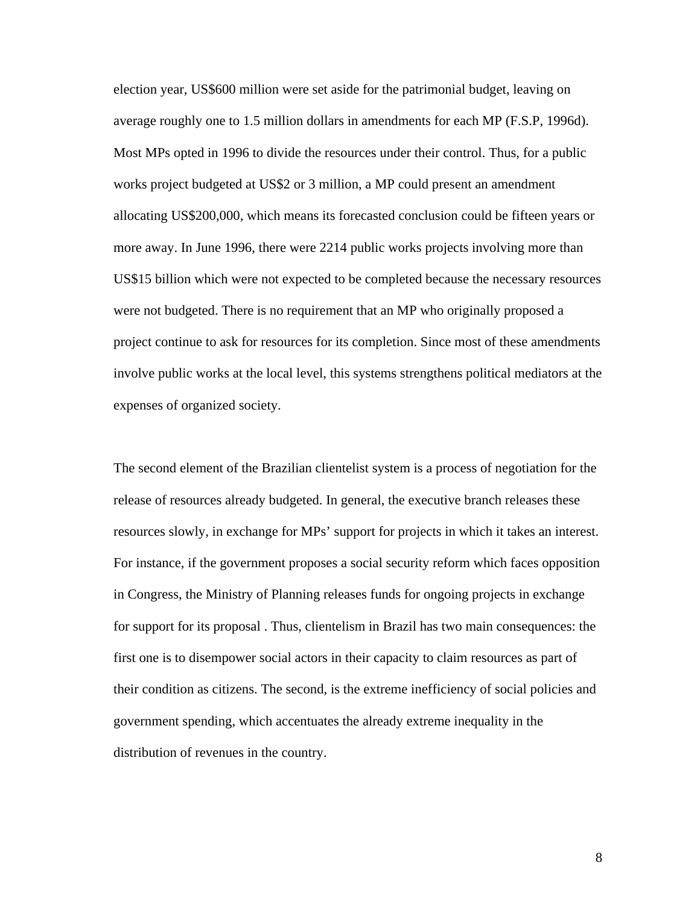election year, US$600 million were set aside for the patrimonial budget, leaving on average roughly one to 1.5 million dollars in amendments for each MP (F.S.P, 1996d). Most MPs opted in 1996 to divide the resources under their control. Thus, for a public works project budgeted at US$2 or 3 million, a MP could present an amendment allocating US$200,000, which means its forecasted conclusion could be fifteen years or more away. In June 1996, there were 2214 public works projects involving more than US$15 billion which were not expected to be completed because the necessary resources were not budgeted. There is no requirement that an MP who originally proposed a project continue to ask for resources for its completion. Since most of these amendments involve public works at the local level, this systems strengthens political mediators at the expenses of organized society.

The second element of the Brazilian clientelist system is a process of negotiation for the release of resources already budgeted. In general, the executive branch releases these resources slowly, in exchange for MPs' support for projects in which it takes an interest. For instance, if the government proposes a social security reform which faces opposition in Congress, the Ministry of Planning releases funds for ongoing projects in exchange for support for its proposal . Thus, clientelism in Brazil has two main consequences: the first one is to disempower social actors in their capacity to claim resources as part of their condition as citizens. The second, is the extreme inefficiency of social policies and government spending, which accentuates the already extreme inequality in the distribution of revenues in the country.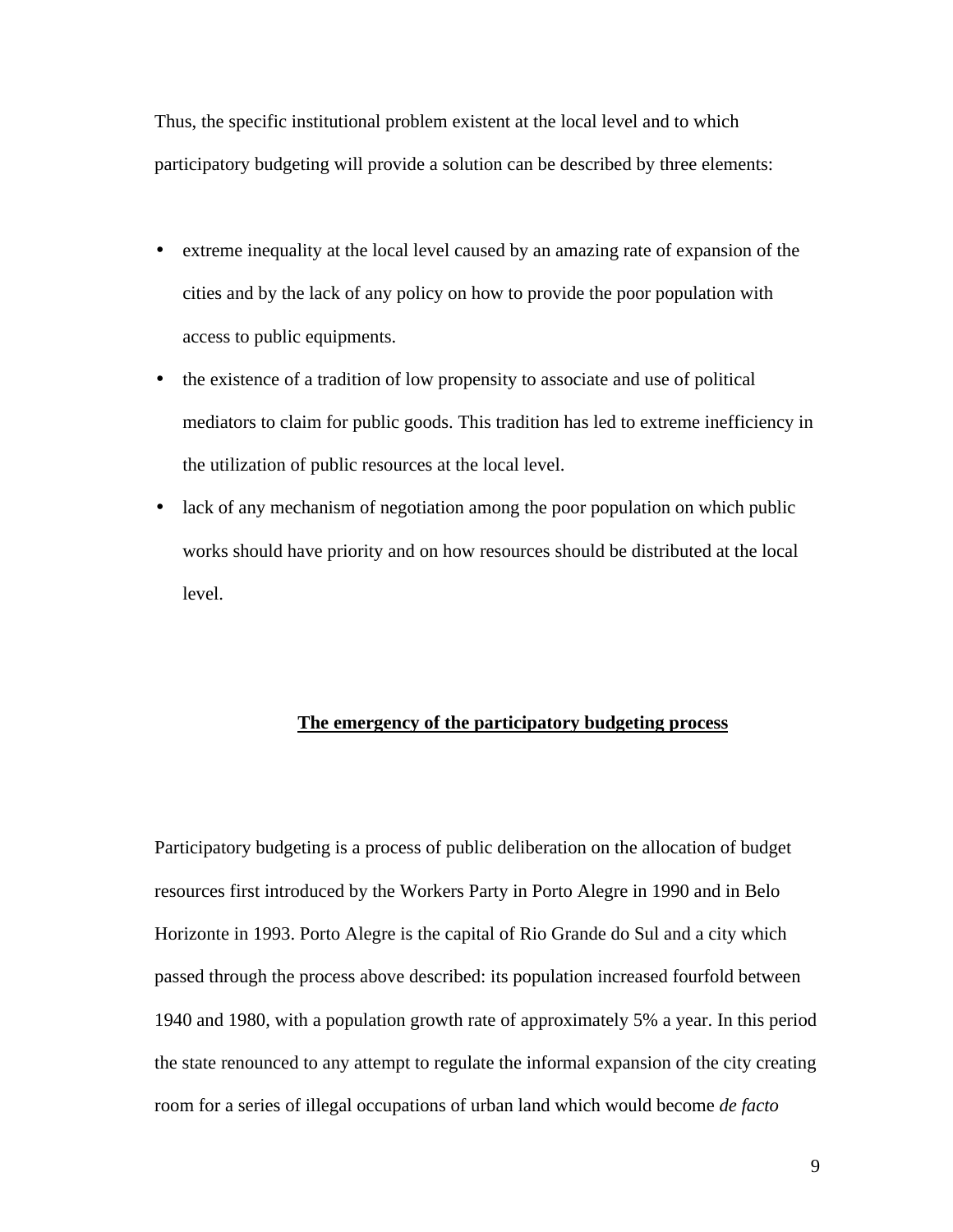Thus, the specific institutional problem existent at the local level and to which participatory budgeting will provide a solution can be described by three elements:

- extreme inequality at the local level caused by an amazing rate of expansion of the cities and by the lack of any policy on how to provide the poor population with access to public equipments.
- the existence of a tradition of low propensity to associate and use of political mediators to claim for public goods. This tradition has led to extreme inefficiency in the utilization of public resources at the local level.
- lack of any mechanism of negotiation among the poor population on which public works should have priority and on how resources should be distributed at the local level.

## <u>**The emergency of the participatory budgeting process**</u>

Participatory budgeting is a process of public deliberation on the allocation of budget resources first introduced by the Workers Party in Porto Alegre in 1990 and in Belo Horizonte in 1993. Porto Alegre is the capital of Rio Grande do Sul and a city which passed through the process above described: its population increased fourfold between 1940 and 1980, with a population growth rate of approximately 5% a year. In this period the state renounced to any attempt to regulate the informal expansion of the city creating room for a series of illegal occupations of urban land which would become *de facto*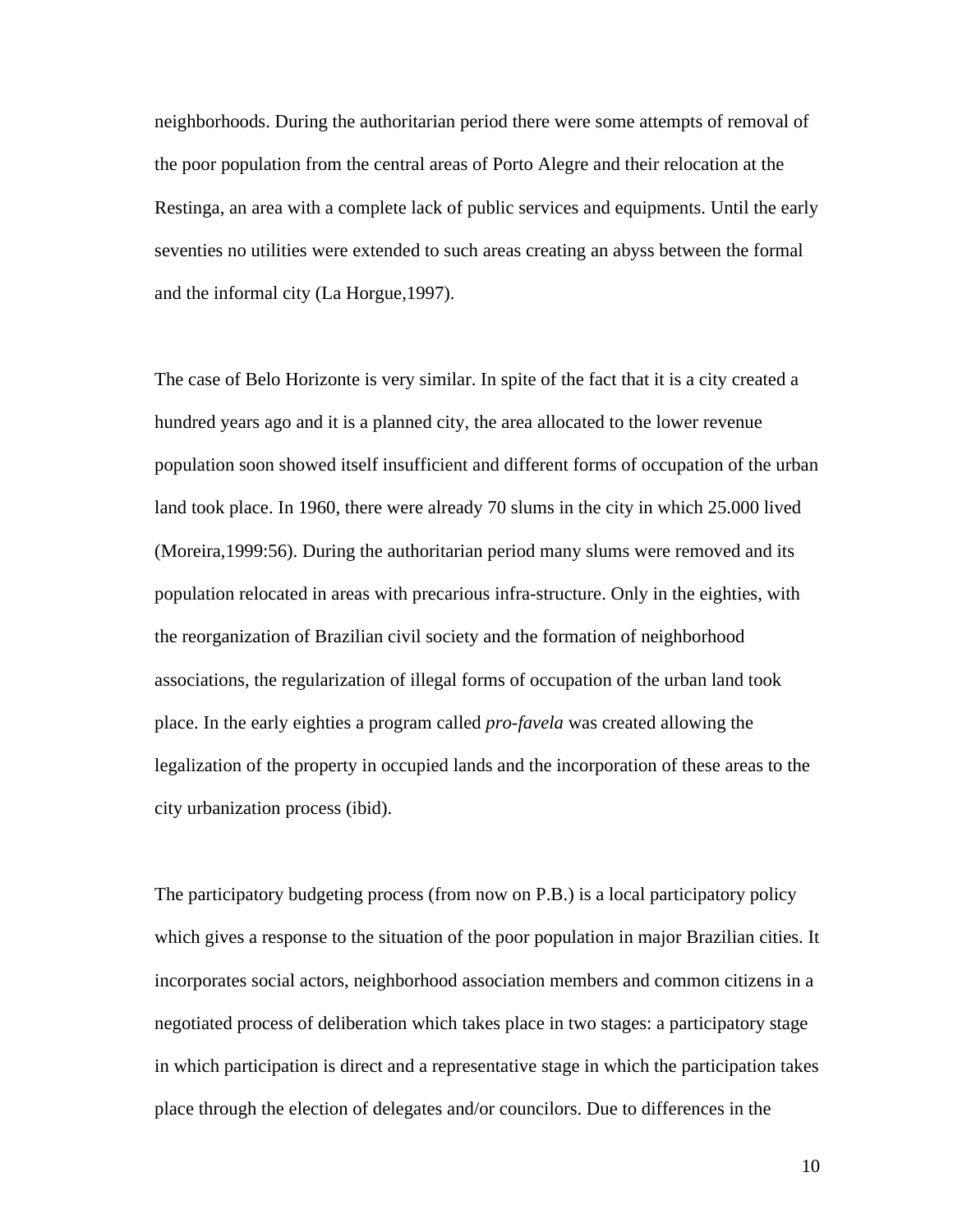neighborhoods. During the authoritarian period there were some attempts of removal of the poor population from the central areas of Porto Alegre and their relocation at the Restinga, an area with a complete lack of public services and equipments. Until the early seventies no utilities were extended to such areas creating an abyss between the formal and the informal city (La Horgue,1997).

The case of Belo Horizonte is very similar. In spite of the fact that it is a city created a hundred years ago and it is a planned city, the area allocated to the lower revenue population soon showed itself insufficient and different forms of occupation of the urban land took place. In 1960, there were already 70 slums in the city in which 25.000 lived (Moreira,1999:56). During the authoritarian period many slums were removed and its population relocated in areas with precarious infra-structure. Only in the eighties, with the reorganization of Brazilian civil society and the formation of neighborhood associations, the regularization of illegal forms of occupation of the urban land took place. In the early eighties a program called *pro-favela* was created allowing the legalization of the property in occupied lands and the incorporation of these areas to the city urbanization process (ibid).

The participatory budgeting process (from now on P.B.) is a local participatory policy which gives a response to the situation of the poor population in major Brazilian cities. It incorporates social actors, neighborhood association members and common citizens in a negotiated process of deliberation which takes place in two stages: a participatory stage in which participation is direct and a representative stage in which the participation takes place through the election of delegates and/or councilors. Due to differences in the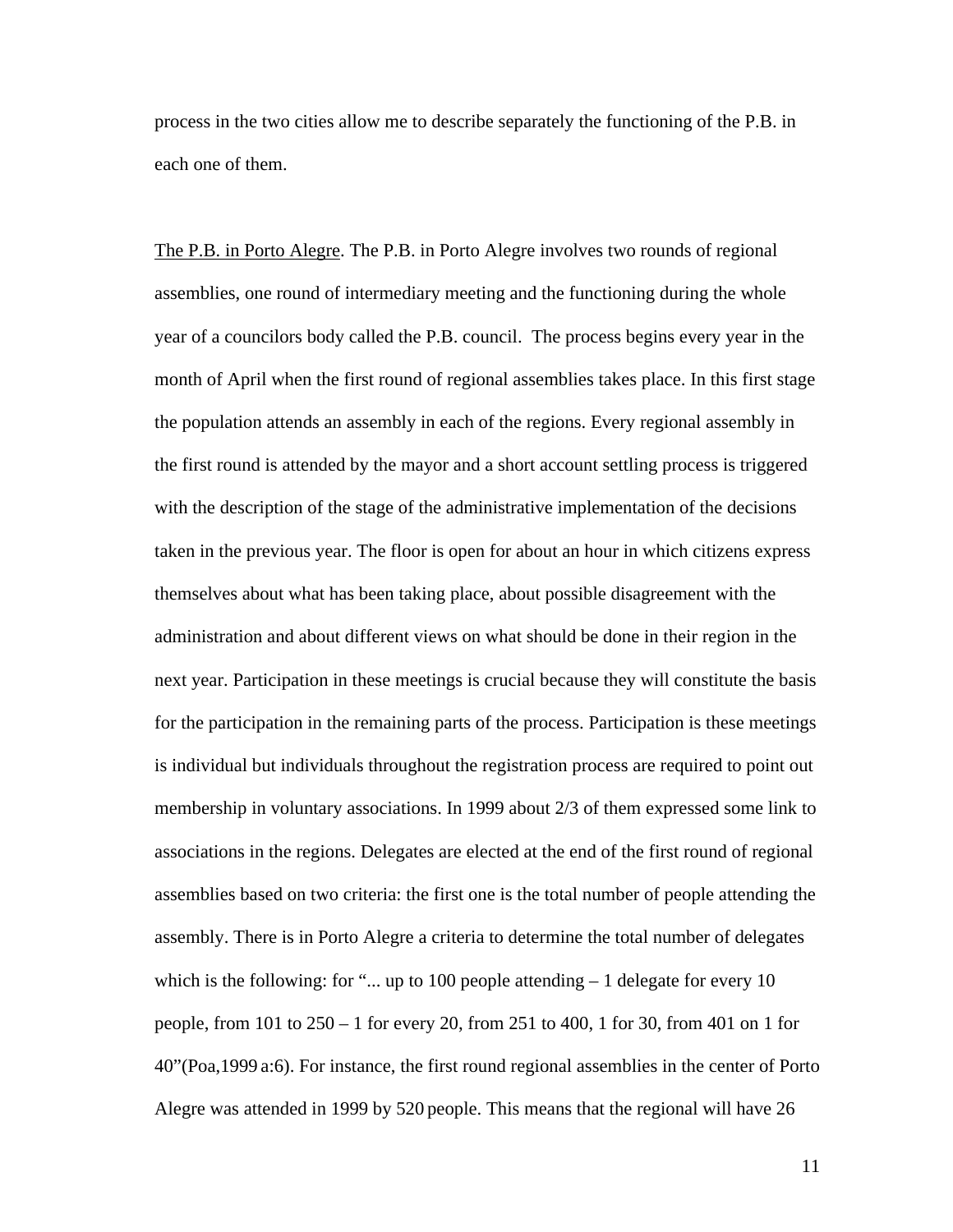process in the two cities allow me to describe separately the functioning of the P.B. in each one of them.

<u>The P.B. in Porto Alegre</u>. The P.B. in Porto Alegre involves two rounds of regional assemblies, one round of intermediary meeting and the functioning during the whole year of a councilors body called the P.B. council. The process begins every year in the month of April when the first round of regional assemblies takes place. In this first stage the population attends an assembly in each of the regions. Every regional assembly in the first round is attended by the mayor and a short account settling process is triggered with the description of the stage of the administrative implementation of the decisions taken in the previous year. The floor is open for about an hour in which citizens express themselves about what has been taking place, about possible disagreement with the administration and about different views on what should be done in their region in the next year. Participation in these meetings is crucial because they will constitute the basis for the participation in the remaining parts of the process. Participation is these meetings is individual but individuals throughout the registration process are required to point out membership in voluntary associations. In 1999 about 2/3 of them expressed some link to associations in the regions. Delegates are elected at the end of the first round of regional assemblies based on two criteria: the first one is the total number of people attending the assembly. There is in Porto Alegre a criteria to determine the total number of delegates which is the following: for "... up to 100 people attending – 1 delegate for every 10 people, from 101 to 250 – 1 for every 20, from 251 to 400, 1 for 30, from 401 on 1 for 40"(Poa,1999 a:6). For instance, the first round regional assemblies in the center of Porto Alegre was attended in 1999 by 520 people. This means that the regional will have 26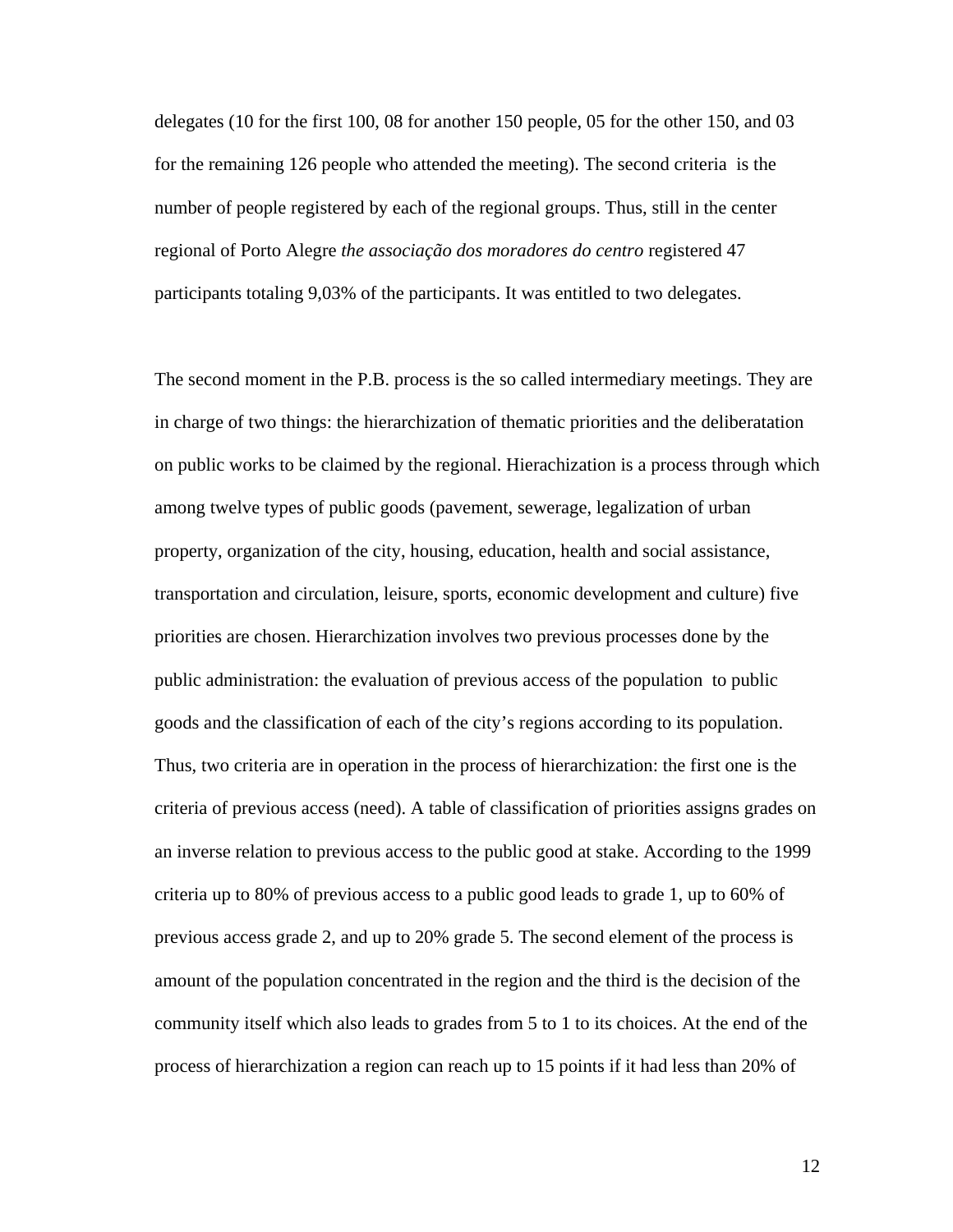delegates (10 for the first 100, 08 for another 150 people, 05 for the other 150, and 03 for the remaining 126 people who attended the meeting). The second criteria  is the number of people registered by each of the regional groups. Thus, still in the center regional of Porto Alegre *the associação dos moradores do centro* registered 47 participants totaling 9,03% of the participants. It was entitled to two delegates.

The second moment in the P.B. process is the so called intermediary meetings. They are in charge of two things: the hierarchization of thematic priorities and the deliberatation on public works to be claimed by the regional. Hierachization is a process through which among twelve types of public goods (pavement, sewerage, legalization of urban property, organization of the city, housing, education, health and social assistance, transportation and circulation, leisure, sports, economic development and culture) five priorities are chosen. Hierarchization involves two previous processes done by the public administration: the evaluation of previous access of the population  to public goods and the classification of each of the city's regions according to its population. Thus, two criteria are in operation in the process of hierarchization: the first one is the criteria of previous access (need). A table of classification of priorities assigns grades on an inverse relation to previous access to the public good at stake. According to the 1999 criteria up to 80% of previous access to a public good leads to grade 1, up to 60% of previous access grade 2, and up to 20% grade 5. The second element of the process is amount of the population concentrated in the region and the third is the decision of the community itself which also leads to grades from 5 to 1 to its choices. At the end of the process of hierarchization a region can reach up to 15 points if it had less than 20% of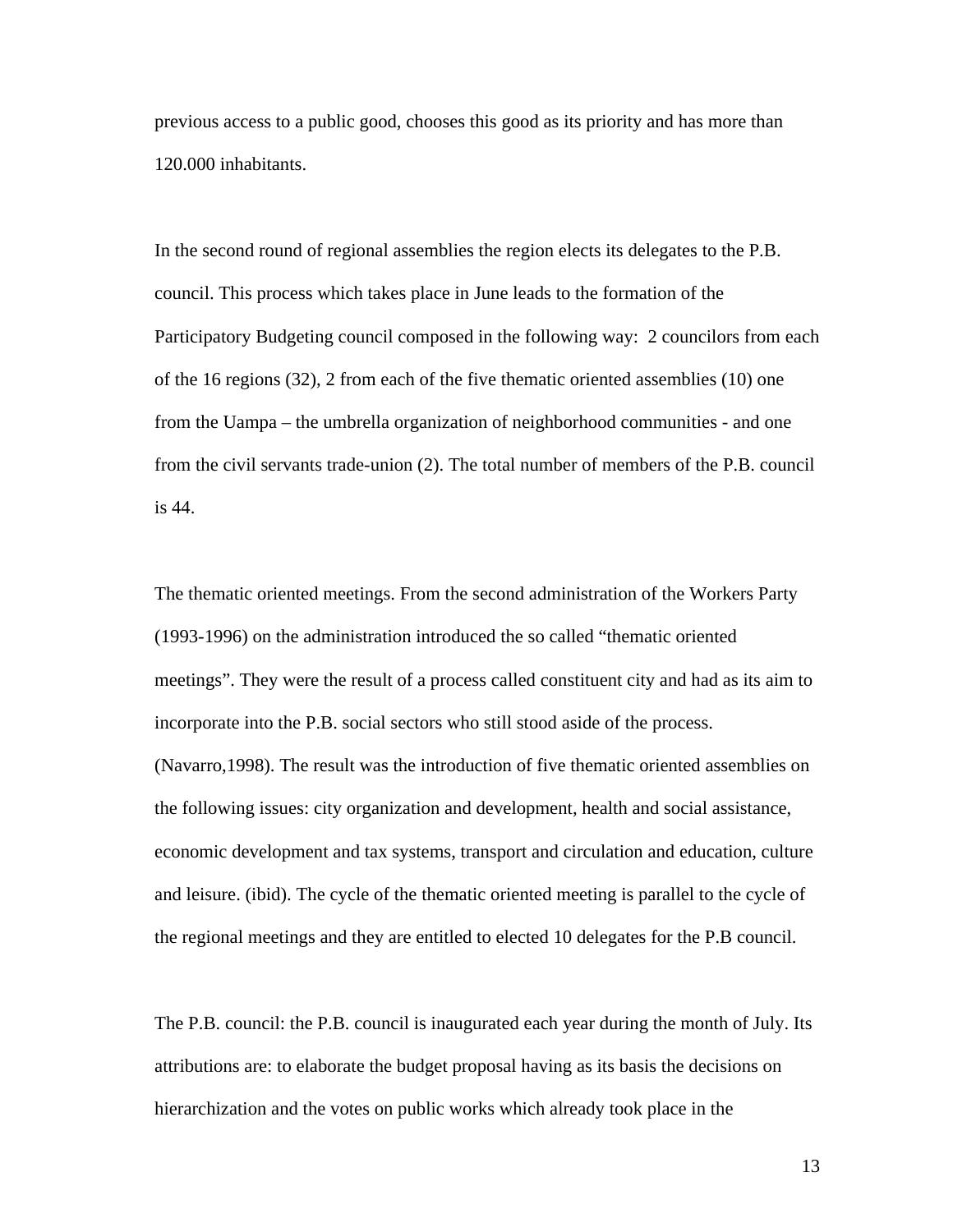previous access to a public good, chooses this good as its priority and has more than 120.000 inhabitants.

In the second round of regional assemblies the region elects its delegates to the P.B. council. This process which takes place in June leads to the formation of the Participatory Budgeting council composed in the following way: 2 councilors from each of the 16 regions (32), 2 from each of the five thematic oriented assemblies (10) one from the Uampa – the umbrella organization of neighborhood communities - and one from the civil servants trade-union (2). The total number of members of the P.B. council is 44.

The thematic oriented meetings. From the second administration of the Workers Party (1993-1996) on the administration introduced the so called "thematic oriented meetings". They were the result of a process called constituent city and had as its aim to incorporate into the P.B. social sectors who still stood aside of the process. (Navarro,1998). The result was the introduction of five thematic oriented assemblies on the following issues: city organization and development, health and social assistance, economic development and tax systems, transport and circulation and education, culture and leisure. (ibid). The cycle of the thematic oriented meeting is parallel to the cycle of the regional meetings and they are entitled to elected 10 delegates for the P.B council.

The P.B. council: the P.B. council is inaugurated each year during the month of July. Its attributions are: to elaborate the budget proposal having as its basis the decisions on hierarchization and the votes on public works which already took place in the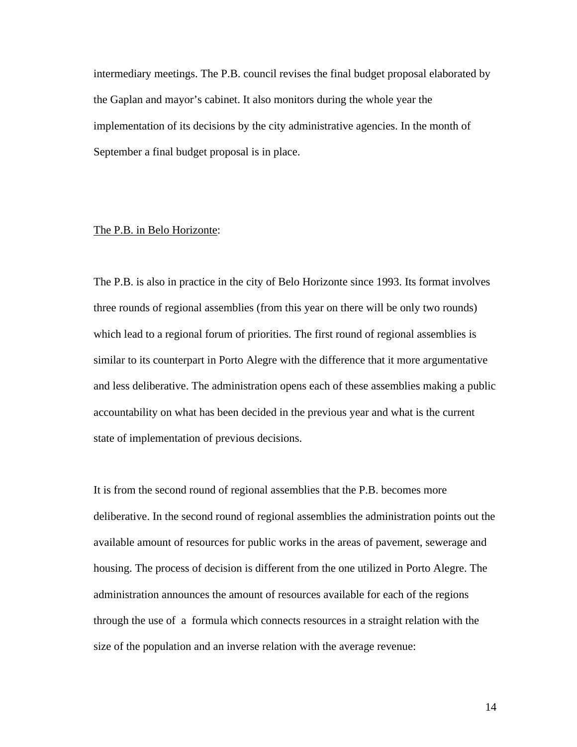intermediary meetings. The P.B. council revises the final budget proposal elaborated by the Gaplan and mayor's cabinet. It also monitors during the whole year the implementation of its decisions by the city administrative agencies. In the month of September a final budget proposal is in place.

<u>The P.B. in Belo Horizonte</u>:

The P.B. is also in practice in the city of Belo Horizonte since 1993. Its format involves three rounds of regional assemblies (from this year on there will be only two rounds) which lead to a regional forum of priorities. The first round of regional assemblies is similar to its counterpart in Porto Alegre with the difference that it more argumentative and less deliberative. The administration opens each of these assemblies making a public accountability on what has been decided in the previous year and what is the current state of implementation of previous decisions.

It is from the second round of regional assemblies that the P.B. becomes more deliberative. In the second round of regional assemblies the administration points out the available amount of resources for public works in the areas of pavement, sewerage and housing. The process of decision is different from the one utilized in Porto Alegre. The administration announces the amount of resources available for each of the regions through the use of a formula which connects resources in a straight relation with the size of the population and an inverse relation with the average revenue: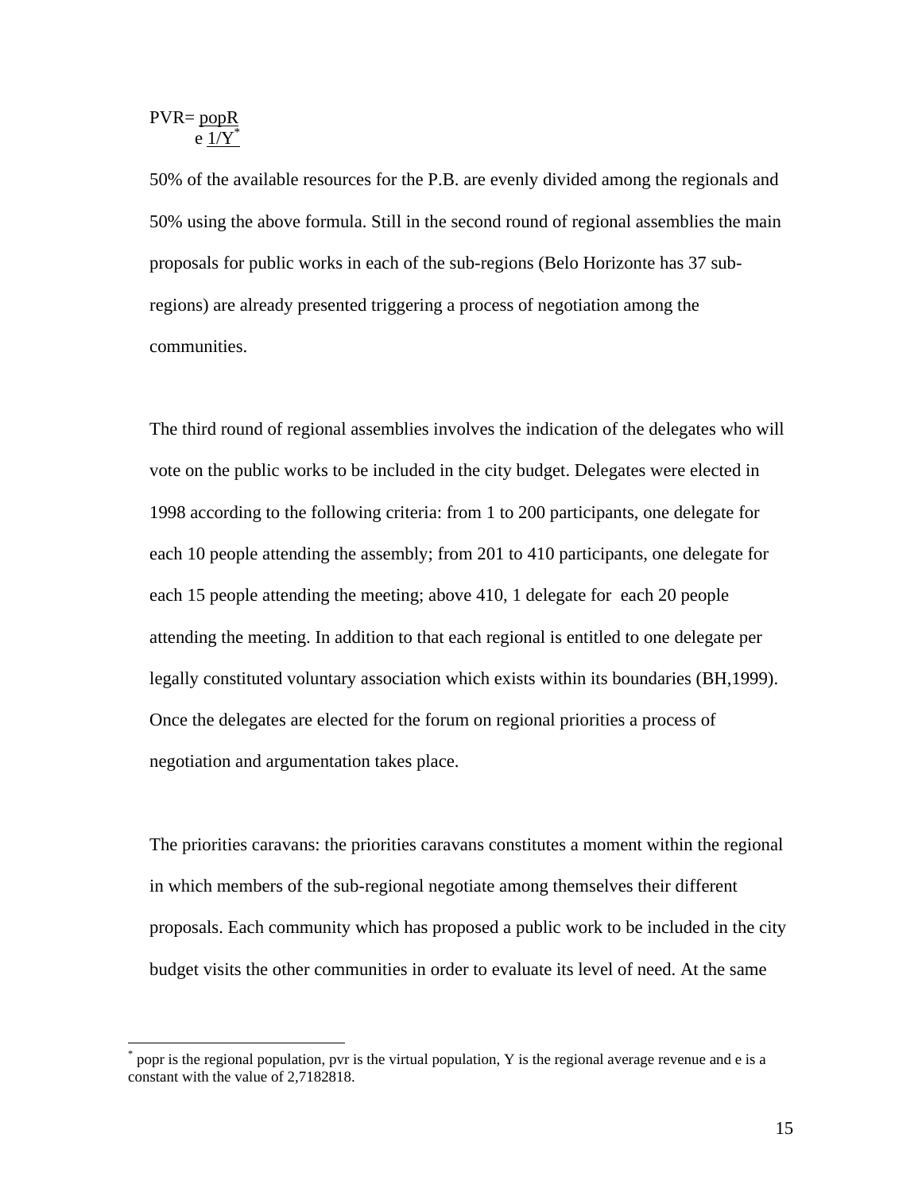$$PVR = \frac{popR}{e^{1/Y}}$$[*]

50% of the available resources for the P.B. are evenly divided among the regionals and 50% using the above formula. Still in the second round of regional assemblies the main proposals for public works in each of the sub-regions (Belo Horizonte has 37 sub-regions) are already presented triggering a process of negotiation among the communities.

The third round of regional assemblies involves the indication of the delegates who will vote on the public works to be included in the city budget. Delegates were elected in 1998 according to the following criteria: from 1 to 200 participants, one delegate for each 10 people attending the assembly; from 201 to 410 participants, one delegate for each 15 people attending the meeting; above 410, 1 delegate for each 20 people attending the meeting. In addition to that each regional is entitled to one delegate per legally constituted voluntary association which exists within its boundaries (BH,1999). Once the delegates are elected for the forum on regional priorities a process of negotiation and argumentation takes place.

The priorities caravans: the priorities caravans constitutes a moment within the regional in which members of the sub-regional negotiate among themselves their different proposals. Each community which has proposed a public work to be included in the city budget visits the other communities in order to evaluate its level of need. At the same

---

[*] popr is the regional population, pvr is the virtual population, Y is the regional average revenue and e is a constant with the value of 2,7182818.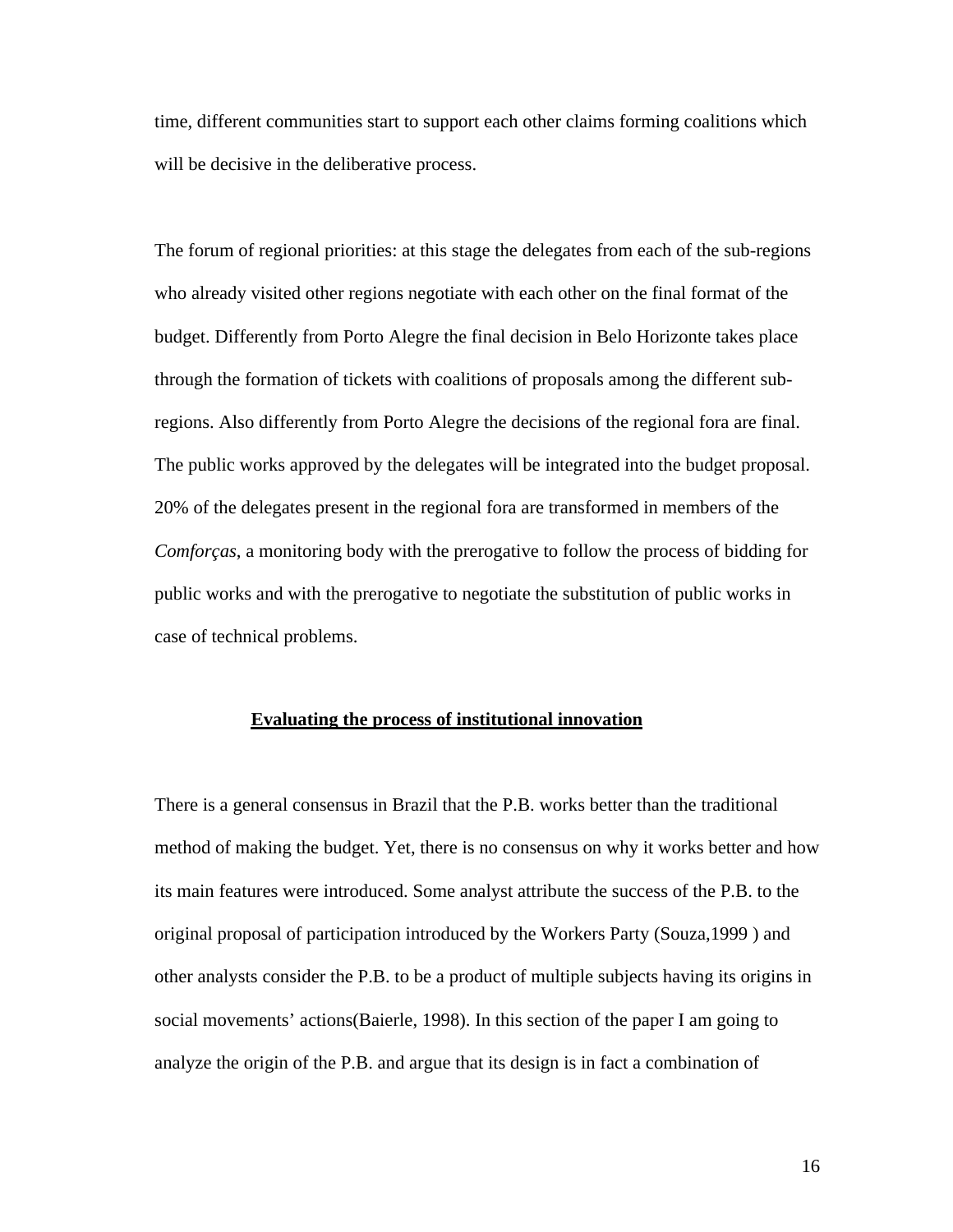time, different communities start to support each other claims forming coalitions which will be decisive in the deliberative process.

The forum of regional priorities: at this stage the delegates from each of the sub-regions who already visited other regions negotiate with each other on the final format of the budget. Differently from Porto Alegre the final decision in Belo Horizonte takes place through the formation of tickets with coalitions of proposals among the different sub-regions. Also differently from Porto Alegre the decisions of the regional fora are final. The public works approved by the delegates will be integrated into the budget proposal. 20% of the delegates present in the regional fora are transformed in members of the *Comforças*, a monitoring body with the prerogative to follow the process of bidding for public works and with the prerogative to negotiate the substitution of public works in case of technical problems.

## Evaluating the process of institutional innovation

There is a general consensus in Brazil that the P.B. works better than the traditional method of making the budget. Yet, there is no consensus on why it works better and how its main features were introduced. Some analyst attribute the success of the P.B. to the original proposal of participation introduced by the Workers Party (Souza,1999 ) and other analysts consider the P.B. to be a product of multiple subjects having its origins in social movements' actions(Baierle, 1998). In this section of the paper I am going to analyze the origin of the P.B. and argue that its design is in fact a combination of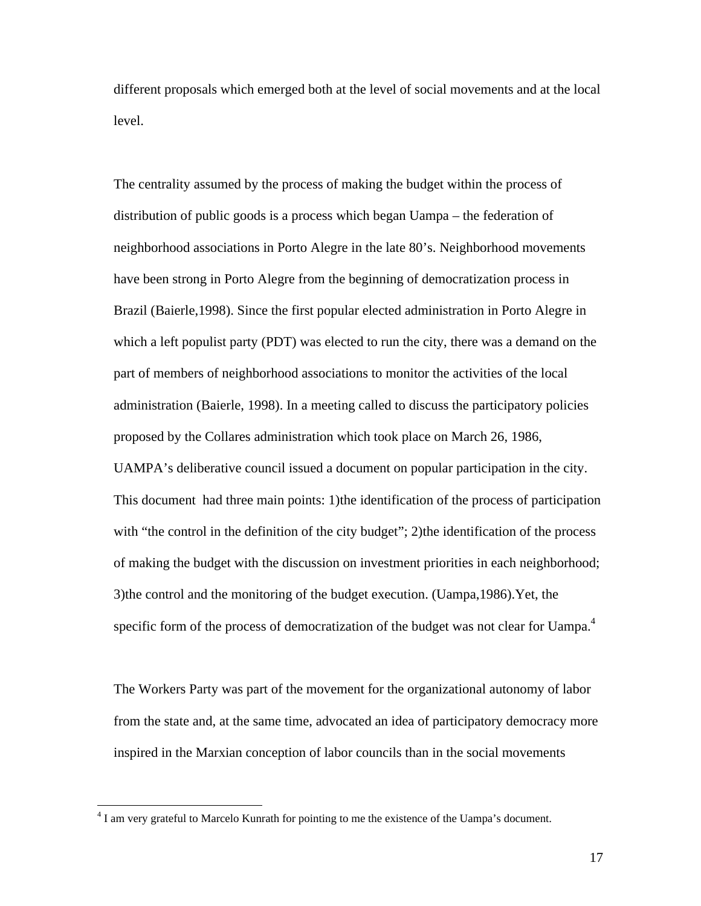different proposals which emerged both at the level of social movements and at the local level.

The centrality assumed by the process of making the budget within the process of distribution of public goods is a process which began Uampa – the federation of neighborhood associations in Porto Alegre in the late 80's. Neighborhood movements have been strong in Porto Alegre from the beginning of democratization process in Brazil (Baierle,1998). Since the first popular elected administration in Porto Alegre in which a left populist party (PDT) was elected to run the city, there was a demand on the part of members of neighborhood associations to monitor the activities of the local administration (Baierle, 1998). In a meeting called to discuss the participatory policies proposed by the Collares administration which took place on March 26, 1986, UAMPA's deliberative council issued a document on popular participation in the city. This document had three main points: 1)the identification of the process of participation with "the control in the definition of the city budget"; 2)the identification of the process of making the budget with the discussion on investment priorities in each neighborhood; 3)the control and the monitoring of the budget execution. (Uampa,1986).Yet, the specific form of the process of democratization of the budget was not clear for Uampa.[4]

The Workers Party was part of the movement for the organizational autonomy of labor from the state and, at the same time, advocated an idea of participatory democracy more inspired in the Marxian conception of labor councils than in the social movements

[4] I am very grateful to Marcelo Kunrath for pointing to me the existence of the Uampa's document.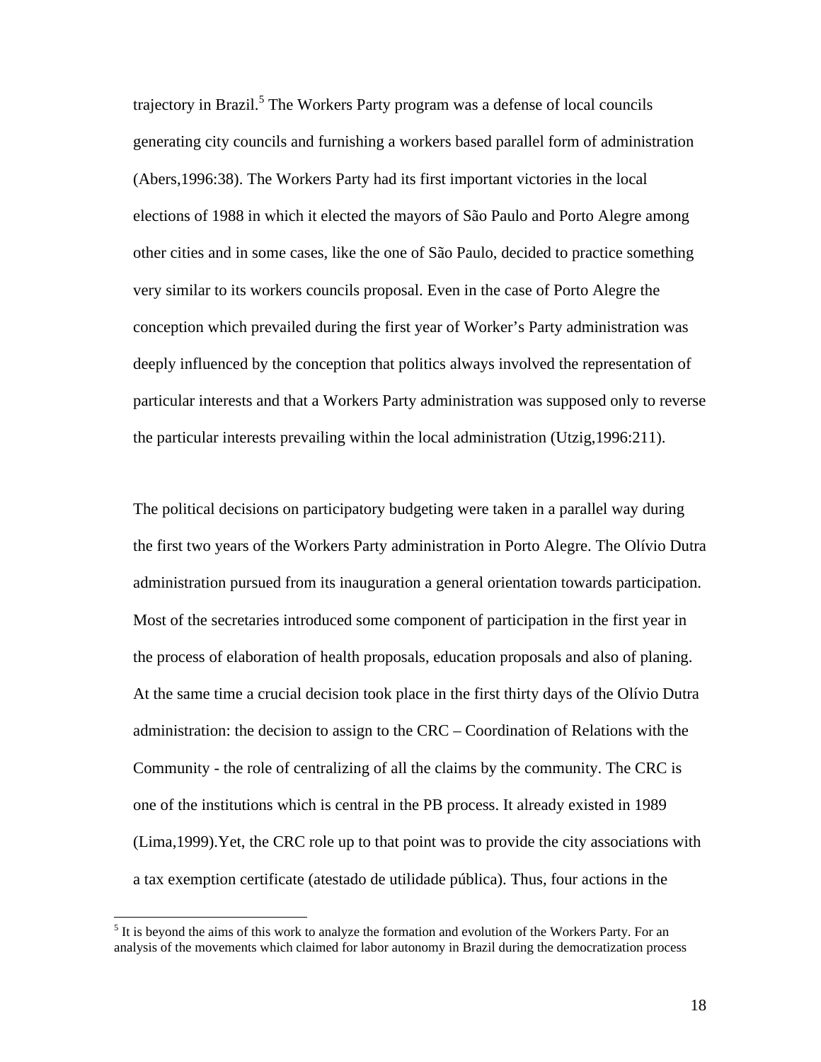trajectory in Brazil.[5] The Workers Party program was a defense of local councils generating city councils and furnishing a workers based parallel form of administration (Abers,1996:38). The Workers Party had its first important victories in the local elections of 1988 in which it elected the mayors of São Paulo and Porto Alegre among other cities and in some cases, like the one of São Paulo, decided to practice something very similar to its workers councils proposal. Even in the case of Porto Alegre the conception which prevailed during the first year of Worker's Party administration was deeply influenced by the conception that politics always involved the representation of particular interests and that a Workers Party administration was supposed only to reverse the particular interests prevailing within the local administration (Utzig,1996:211).

The political decisions on participatory budgeting were taken in a parallel way during the first two years of the Workers Party administration in Porto Alegre. The Olívio Dutra administration pursued from its inauguration a general orientation towards participation. Most of the secretaries introduced some component of participation in the first year in the process of elaboration of health proposals, education proposals and also of planing. At the same time a crucial decision took place in the first thirty days of the Olívio Dutra administration: the decision to assign to the CRC – Coordination of Relations with the Community - the role of centralizing of all the claims by the community. The CRC is one of the institutions which is central in the PB process. It already existed in 1989 (Lima,1999).Yet, the CRC role up to that point was to provide the city associations with a tax exemption certificate (atestado de utilidade pública). Thus, four actions in the

[5] It is beyond the aims of this work to analyze the formation and evolution of the Workers Party. For an analysis of the movements which claimed for labor autonomy in Brazil during the democratization process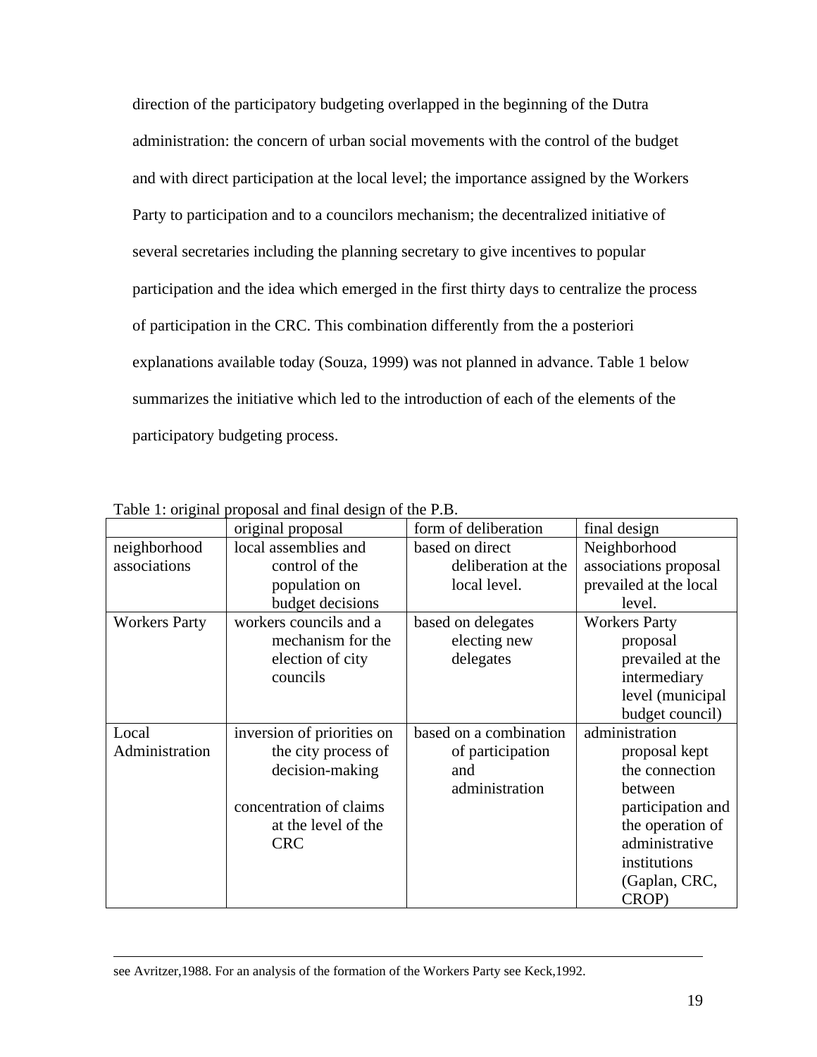direction of the participatory budgeting overlapped in the beginning of the Dutra administration: the concern of urban social movements with the control of the budget and with direct participation at the local level; the importance assigned by the Workers Party to participation and to a councilors mechanism; the decentralized initiative of several secretaries including the planning secretary to give incentives to popular participation and the idea which emerged in the first thirty days to centralize the process of participation in the CRC. This combination differently from the a posteriori explanations available today (Souza, 1999) was not planned in advance. Table 1 below summarizes the initiative which led to the introduction of each of the elements of the participatory budgeting process.

Table 1: original proposal and final design of the P.B.

| | original proposal | form of deliberation | final design |
|---|---|---|---|
| neighborhood associations | local assemblies and control of the population on budget decisions | based on direct deliberation at the local level. | Neighborhood associations proposal prevailed at the local level. |
| Workers Party | workers councils and a mechanism for the election of city councils | based on delegates electing new delegates | Workers Party proposal prevailed at the intermediary level (municipal budget council) |
| Local Administration | inversion of priorities on the city process of decision-making<br><br>concentration of claims at the level of the CRC | based on a combination of participation and administration | administration proposal kept the connection between participation and the operation of administrative institutions (Gaplan, CRC, CROP) |

---

see Avritzer,1988. For an analysis of the formation of the Workers Party see Keck,1992.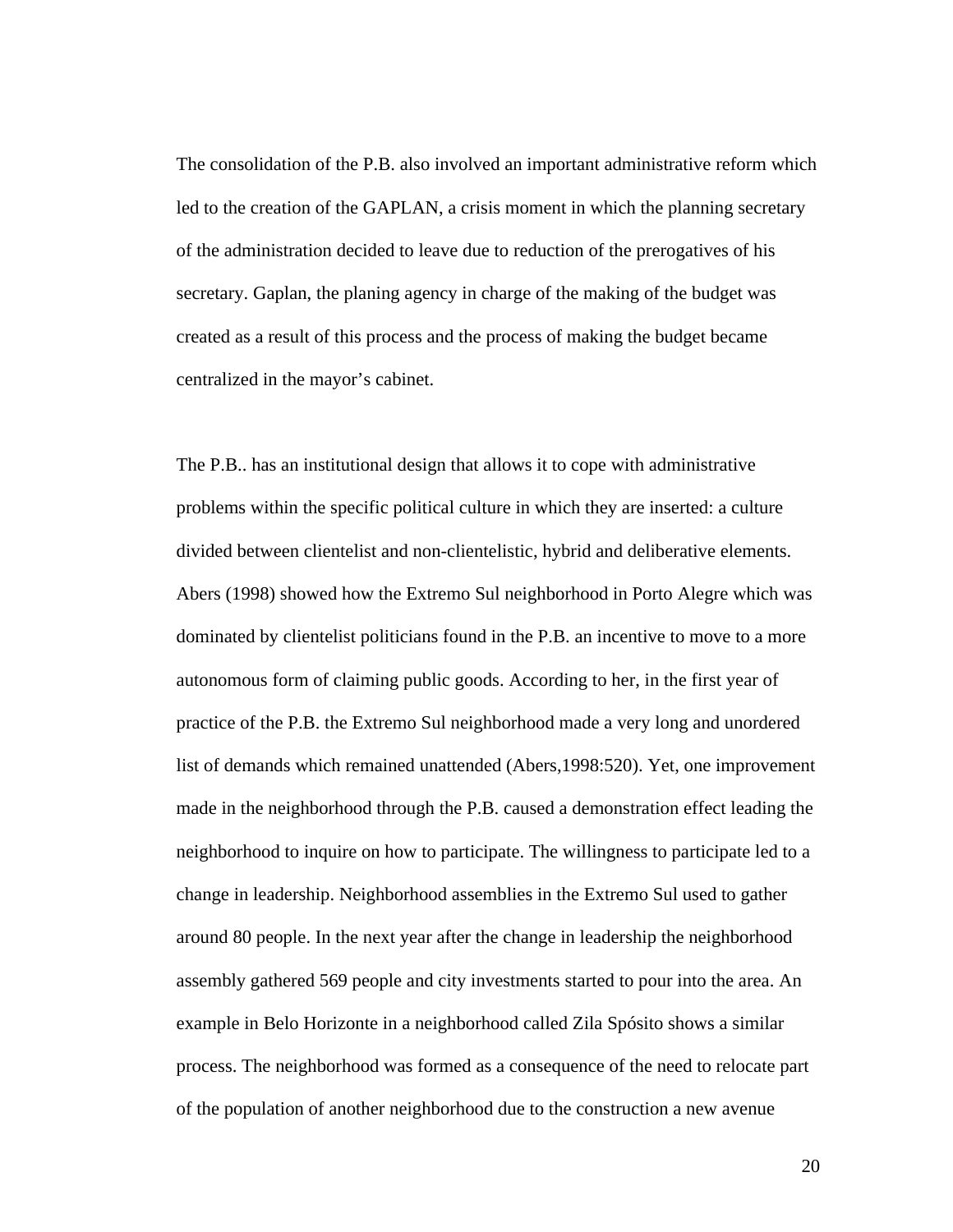The consolidation of the P.B. also involved an important administrative reform which led to the creation of the GAPLAN, a crisis moment in which the planning secretary of the administration decided to leave due to reduction of the prerogatives of his secretary. Gaplan, the planing agency in charge of the making of the budget was created as a result of this process and the process of making the budget became centralized in the mayor's cabinet.

The P.B.. has an institutional design that allows it to cope with administrative problems within the specific political culture in which they are inserted: a culture divided between clientelist and non-clientelistic, hybrid and deliberative elements. Abers (1998) showed how the Extremo Sul neighborhood in Porto Alegre which was dominated by clientelist politicians found in the P.B. an incentive to move to a more autonomous form of claiming public goods. According to her, in the first year of practice of the P.B. the Extremo Sul neighborhood made a very long and unordered list of demands which remained unattended (Abers,1998:520). Yet, one improvement made in the neighborhood through the P.B. caused a demonstration effect leading the neighborhood to inquire on how to participate. The willingness to participate led to a change in leadership. Neighborhood assemblies in the Extremo Sul used to gather around 80 people. In the next year after the change in leadership the neighborhood assembly gathered 569 people and city investments started to pour into the area. An example in Belo Horizonte in a neighborhood called Zila Spósito shows a similar process. The neighborhood was formed as a consequence of the need to relocate part of the population of another neighborhood due to the construction a new avenue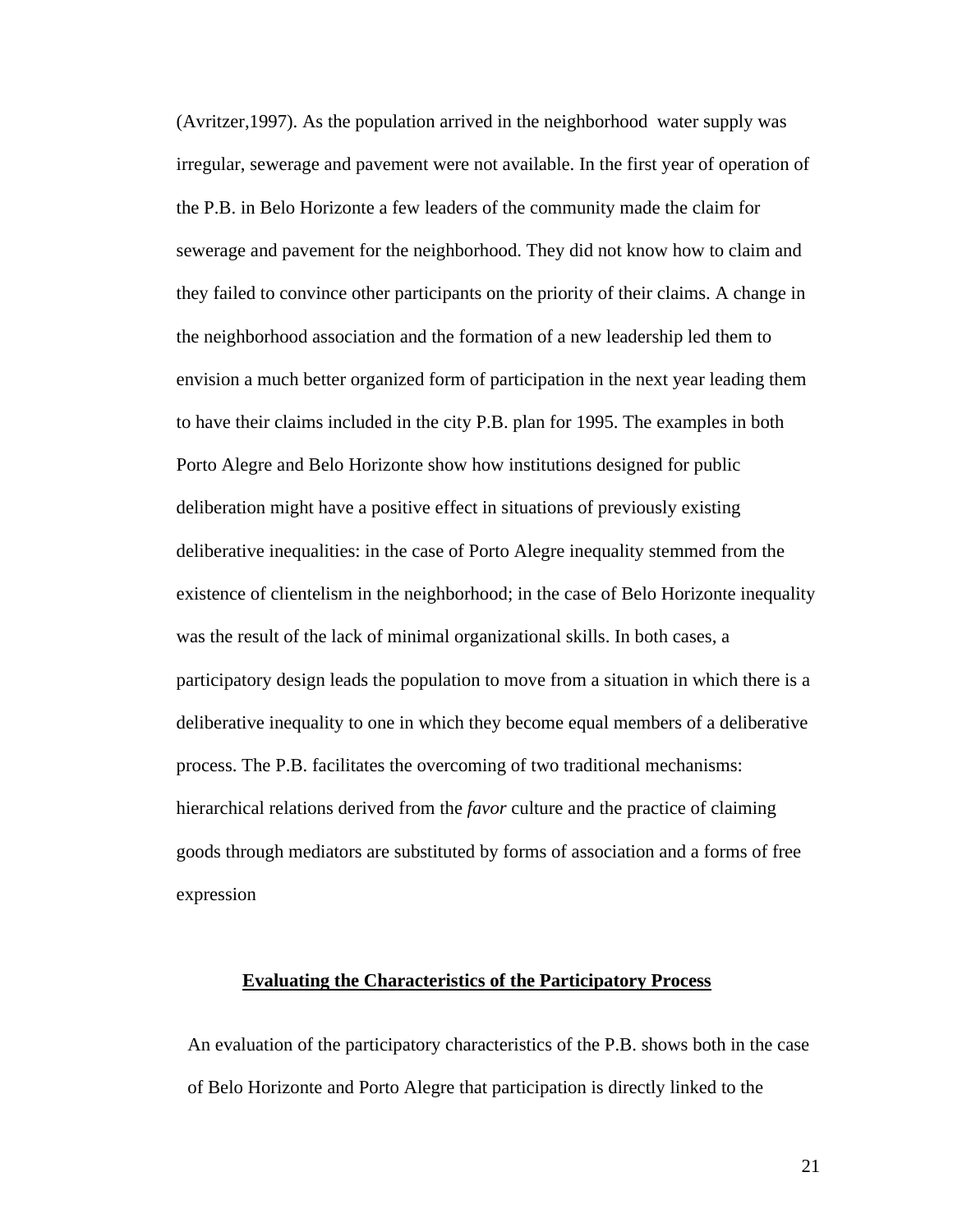(Avritzer,1997). As the population arrived in the neighborhood water supply was irregular, sewerage and pavement were not available. In the first year of operation of the P.B. in Belo Horizonte a few leaders of the community made the claim for sewerage and pavement for the neighborhood. They did not know how to claim and they failed to convince other participants on the priority of their claims. A change in the neighborhood association and the formation of a new leadership led them to envision a much better organized form of participation in the next year leading them to have their claims included in the city P.B. plan for 1995. The examples in both Porto Alegre and Belo Horizonte show how institutions designed for public deliberation might have a positive effect in situations of previously existing deliberative inequalities: in the case of Porto Alegre inequality stemmed from the existence of clientelism in the neighborhood; in the case of Belo Horizonte inequality was the result of the lack of minimal organizational skills. In both cases, a participatory design leads the population to move from a situation in which there is a deliberative inequality to one in which they become equal members of a deliberative process. The P.B. facilitates the overcoming of two traditional mechanisms: hierarchical relations derived from the *favor* culture and the practice of claiming goods through mediators are substituted by forms of association and a forms of free expression

## Evaluating the Characteristics of the Participatory Process

An evaluation of the participatory characteristics of the P.B. shows both in the case of Belo Horizonte and Porto Alegre that participation is directly linked to the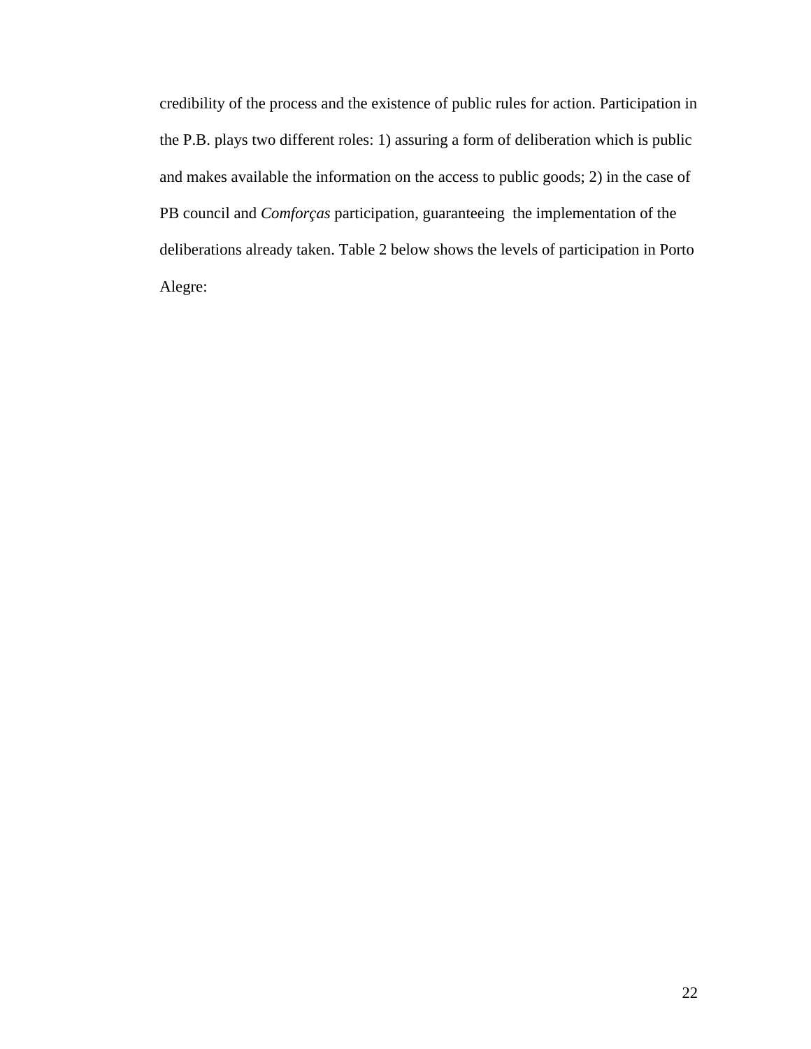credibility of the process and the existence of public rules for action. Participation in the P.B. plays two different roles: 1) assuring a form of deliberation which is public and makes available the information on the access to public goods; 2) in the case of PB council and *Comforças* participation, guaranteeing the implementation of the deliberations already taken. Table 2 below shows the levels of participation in Porto Alegre: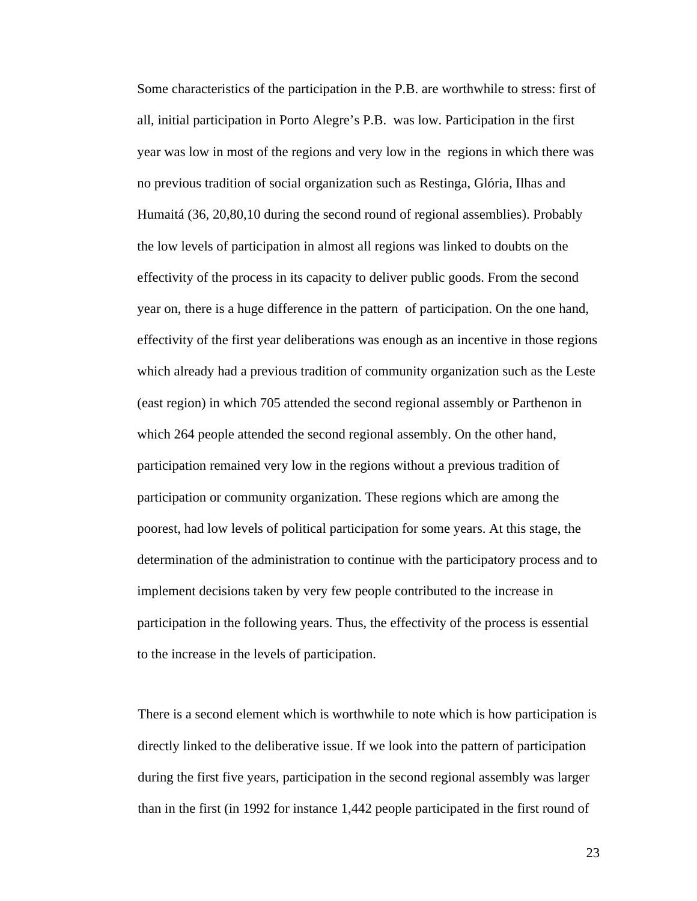Some characteristics of the participation in the P.B. are worthwhile to stress: first of all, initial participation in Porto Alegre's P.B. was low. Participation in the first year was low in most of the regions and very low in the regions in which there was no previous tradition of social organization such as Restinga, Glória, Ilhas and Humaitá (36, 20,80,10 during the second round of regional assemblies). Probably the low levels of participation in almost all regions was linked to doubts on the effectivity of the process in its capacity to deliver public goods. From the second year on, there is a huge difference in the pattern of participation. On the one hand, effectivity of the first year deliberations was enough as an incentive in those regions which already had a previous tradition of community organization such as the Leste (east region) in which 705 attended the second regional assembly or Parthenon in which 264 people attended the second regional assembly. On the other hand, participation remained very low in the regions without a previous tradition of participation or community organization. These regions which are among the poorest, had low levels of political participation for some years. At this stage, the determination of the administration to continue with the participatory process and to implement decisions taken by very few people contributed to the increase in participation in the following years. Thus, the effectivity of the process is essential to the increase in the levels of participation.

There is a second element which is worthwhile to note which is how participation is directly linked to the deliberative issue. If we look into the pattern of participation during the first five years, participation in the second regional assembly was larger than in the first (in 1992 for instance 1,442 people participated in the first round of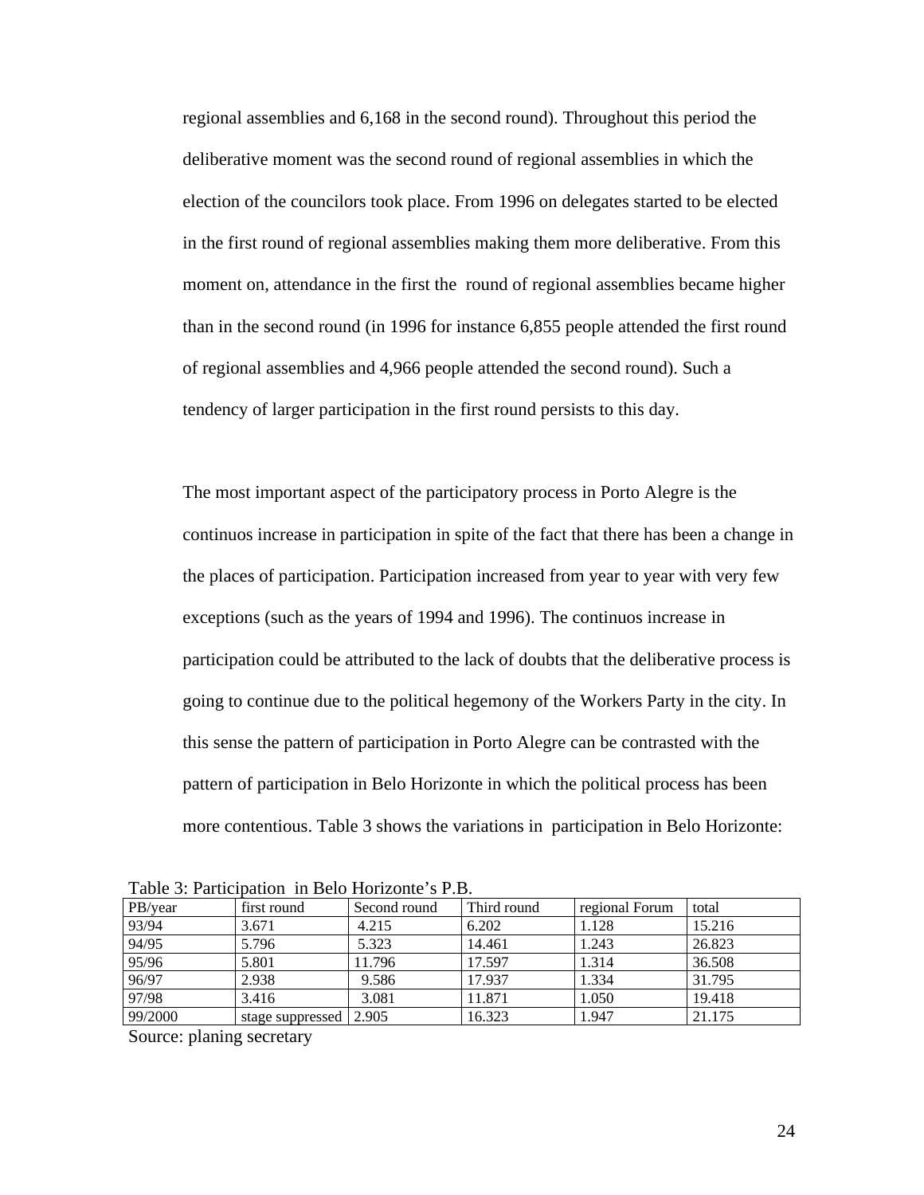regional assemblies and 6,168 in the second round). Throughout this period the deliberative moment was the second round of regional assemblies in which the election of the councilors took place. From 1996 on delegates started to be elected in the first round of regional assemblies making them more deliberative. From this moment on, attendance in the first the  round of regional assemblies became higher than in the second round (in 1996 for instance 6,855 people attended the first round of regional assemblies and 4,966 people attended the second round). Such a tendency of larger participation in the first round persists to this day.

The most important aspect of the participatory process in Porto Alegre is the continuos increase in participation in spite of the fact that there has been a change in the places of participation. Participation increased from year to year with very few exceptions (such as the years of 1994 and 1996). The continuos increase in participation could be attributed to the lack of doubts that the deliberative process is going to continue due to the political hegemony of the Workers Party in the city. In this sense the pattern of participation in Porto Alegre can be contrasted with the pattern of participation in Belo Horizonte in which the political process has been more contentious. Table 3 shows the variations in  participation in Belo Horizonte:

Table 3: Participation  in Belo Horizonte's P.B.

| PB/year | first round | Second round | Third round | regional Forum | total |
|---|---|---|---|---|---|
| 93/94 | 3.671 | 4.215 | 6.202 | 1.128 | 15.216 |
| 94/95 | 5.796 | 5.323 | 14.461 | 1.243 | 26.823 |
| 95/96 | 5.801 | 11.796 | 17.597 | 1.314 | 36.508 |
| 96/97 | 2.938 | 9.586 | 17.937 | 1.334 | 31.795 |
| 97/98 | 3.416 | 3.081 | 11.871 | 1.050 | 19.418 |
| 99/2000 | stage suppressed | 2.905 | 16.323 | 1.947 | 21.175 |

Source: planing secretary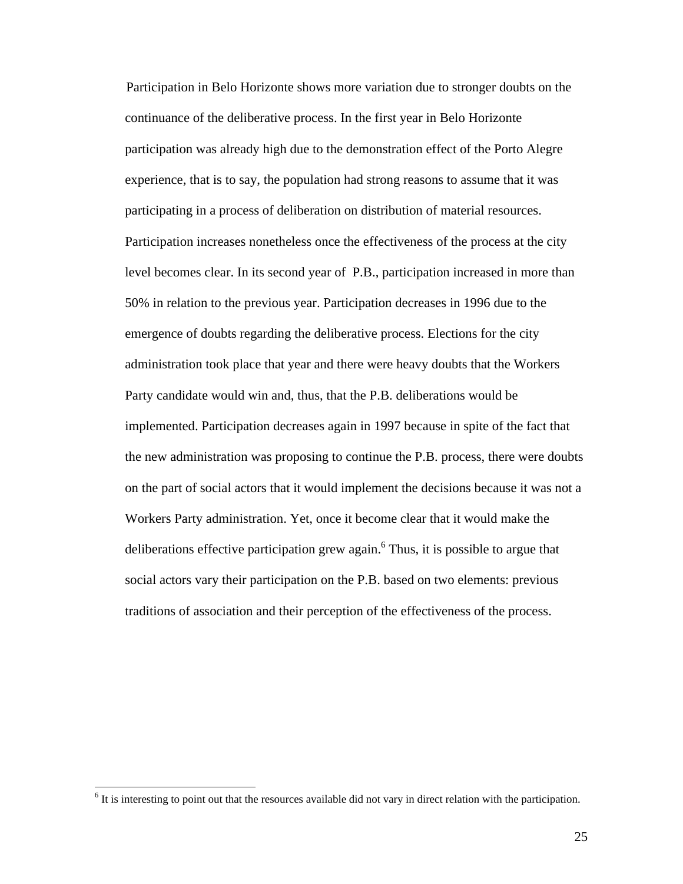Participation in Belo Horizonte shows more variation due to stronger doubts on the continuance of the deliberative process. In the first year in Belo Horizonte participation was already high due to the demonstration effect of the Porto Alegre experience, that is to say, the population had strong reasons to assume that it was participating in a process of deliberation on distribution of material resources. Participation increases nonetheless once the effectiveness of the process at the city level becomes clear. In its second year of P.B., participation increased in more than 50% in relation to the previous year. Participation decreases in 1996 due to the emergence of doubts regarding the deliberative process. Elections for the city administration took place that year and there were heavy doubts that the Workers Party candidate would win and, thus, that the P.B. deliberations would be implemented. Participation decreases again in 1997 because in spite of the fact that the new administration was proposing to continue the P.B. process, there were doubts on the part of social actors that it would implement the decisions because it was not a Workers Party administration. Yet, once it become clear that it would make the deliberations effective participation grew again.[6] Thus, it is possible to argue that social actors vary their participation on the P.B. based on two elements: previous traditions of association and their perception of the effectiveness of the process.

---

[6] It is interesting to point out that the resources available did not vary in direct relation with the participation.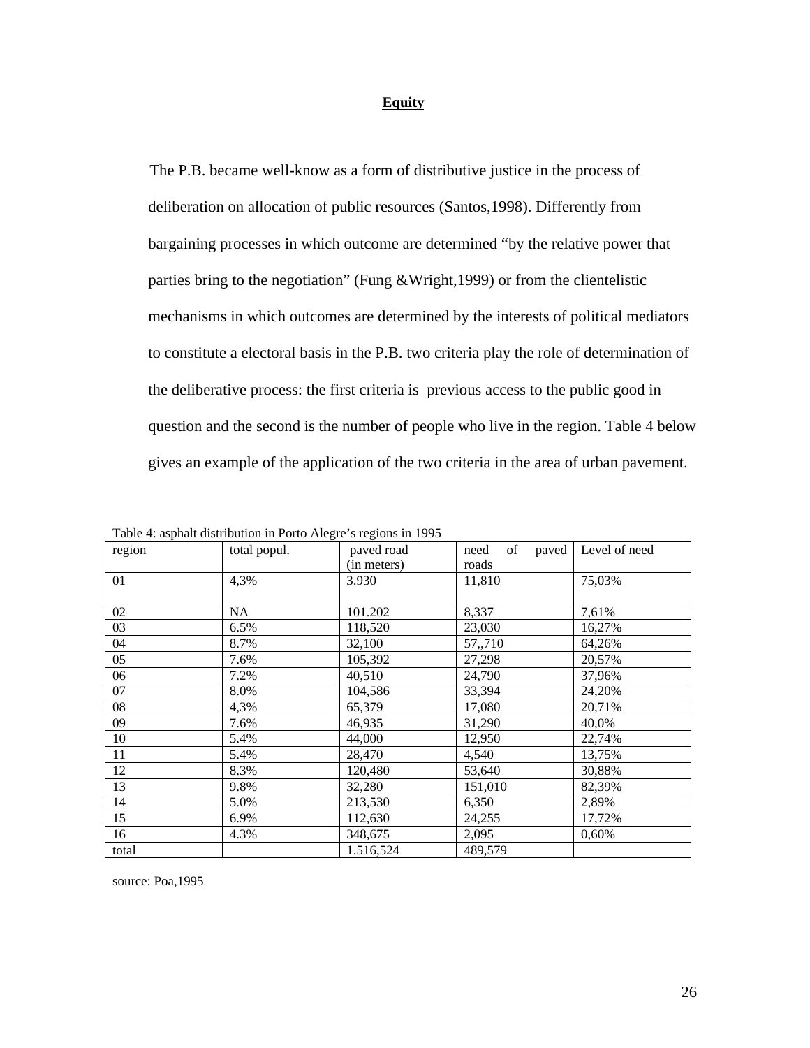**Equity**

The P.B. became well-know as a form of distributive justice in the process of deliberation on allocation of public resources (Santos,1998). Differently from bargaining processes in which outcome are determined "by the relative power that parties bring to the negotiation" (Fung &Wright,1999) or from the clientelistic mechanisms in which outcomes are determined by the interests of political mediators to constitute a electoral basis in the P.B. two criteria play the role of determination of the deliberative process: the first criteria is previous access to the public good in question and the second is the number of people who live in the region. Table 4 below gives an example of the application of the two criteria in the area of urban pavement.

Table 4: asphalt distribution in Porto Alegre's regions in 1995

| region | total popul. | paved road (in meters) | need of paved roads | Level of need |
|---|---|---|---|---|
| 01 | 4,3% | 3.930 | 11,810 | 75,03% |
| 02 | NA | 101.202 | 8,337 | 7,61% |
| 03 | 6.5% | 118,520 | 23,030 | 16,27% |
| 04 | 8.7% | 32,100 | 57,,710 | 64,26% |
| 05 | 7.6% | 105,392 | 27,298 | 20,57% |
| 06 | 7.2% | 40,510 | 24,790 | 37,96% |
| 07 | 8.0% | 104,586 | 33,394 | 24,20% |
| 08 | 4,3% | 65,379 | 17,080 | 20,71% |
| 09 | 7.6% | 46,935 | 31,290 | 40,0% |
| 10 | 5.4% | 44,000 | 12,950 | 22,74% |
| 11 | 5.4% | 28,470 | 4,540 | 13,75% |
| 12 | 8.3% | 120,480 | 53,640 | 30,88% |
| 13 | 9.8% | 32,280 | 151,010 | 82,39% |
| 14 | 5.0% | 213,530 | 6,350 | 2,89% |
| 15 | 6.9% | 112,630 | 24,255 | 17,72% |
| 16 | 4.3% | 348,675 | 2,095 | 0,60% |
| total | | 1.516,524 | 489,579 | |

source: Poa,1995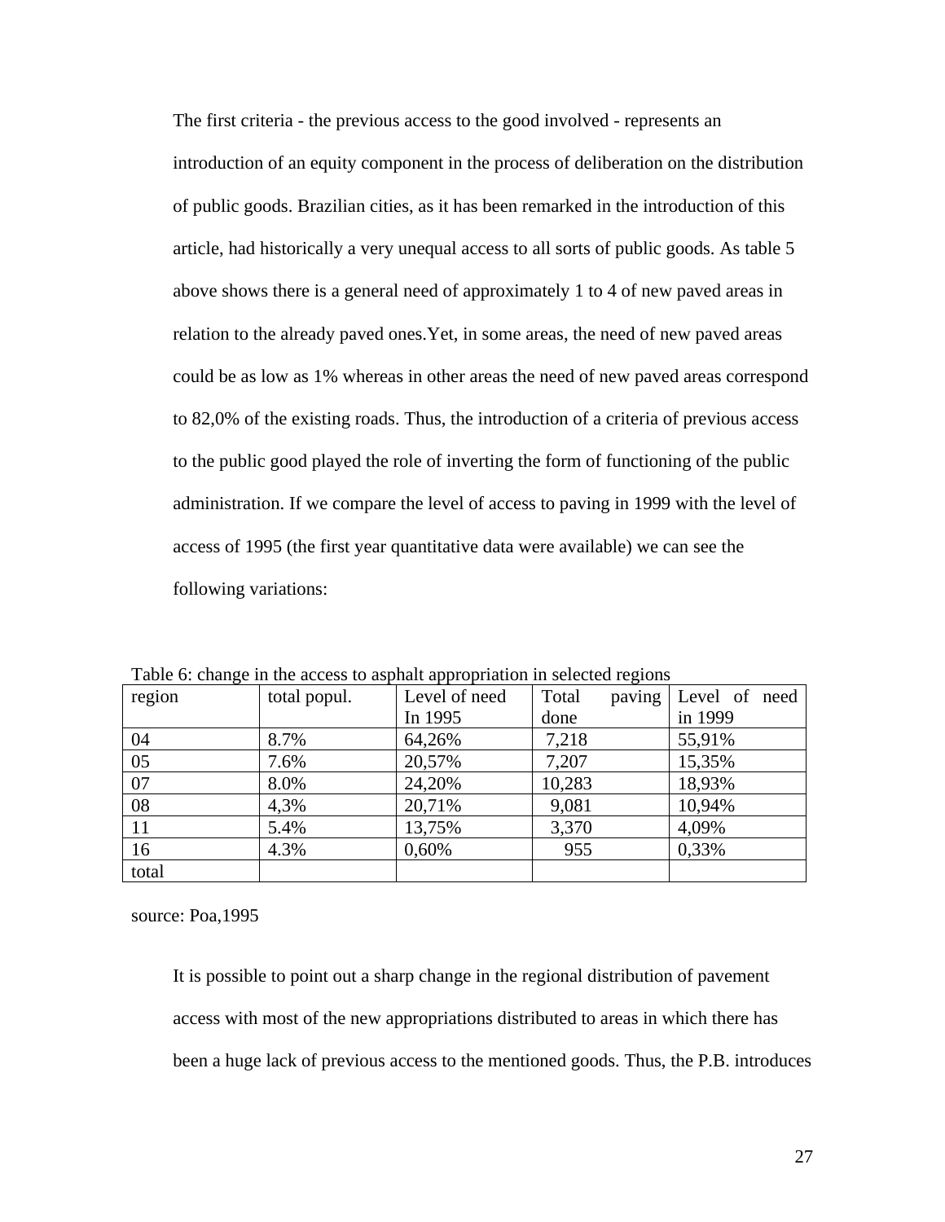The first criteria - the previous access to the good involved - represents an introduction of an equity component in the process of deliberation on the distribution of public goods. Brazilian cities, as it has been remarked in the introduction of this article, had historically a very unequal access to all sorts of public goods. As table 5 above shows there is a general need of approximately 1 to 4 of new paved areas in relation to the already paved ones.Yet, in some areas, the need of new paved areas could be as low as 1% whereas in other areas the need of new paved areas correspond to 82,0% of the existing roads. Thus, the introduction of a criteria of previous access to the public good played the role of inverting the form of functioning of the public administration. If we compare the level of access to paving in 1999 with the level of access of 1995 (the first year quantitative data were available) we can see the following variations:

Table 6: change in the access to asphalt appropriation in selected regions

| region | total popul. | Level of need In 1995 | Total paving done | Level of need in 1999 |
|---|---|---|---|---|
| 04 | 8.7% | 64,26% | 7,218 | 55,91% |
| 05 | 7.6% | 20,57% | 7,207 | 15,35% |
| 07 | 8.0% | 24,20% | 10,283 | 18,93% |
| 08 | 4,3% | 20,71% | 9,081 | 10,94% |
| 11 | 5.4% | 13,75% | 3,370 | 4,09% |
| 16 | 4.3% | 0,60% | 955 | 0,33% |
| total | | | | |

source: Poa,1995

It is possible to point out a sharp change in the regional distribution of pavement access with most of the new appropriations distributed to areas in which there has been a huge lack of previous access to the mentioned goods. Thus, the P.B. introduces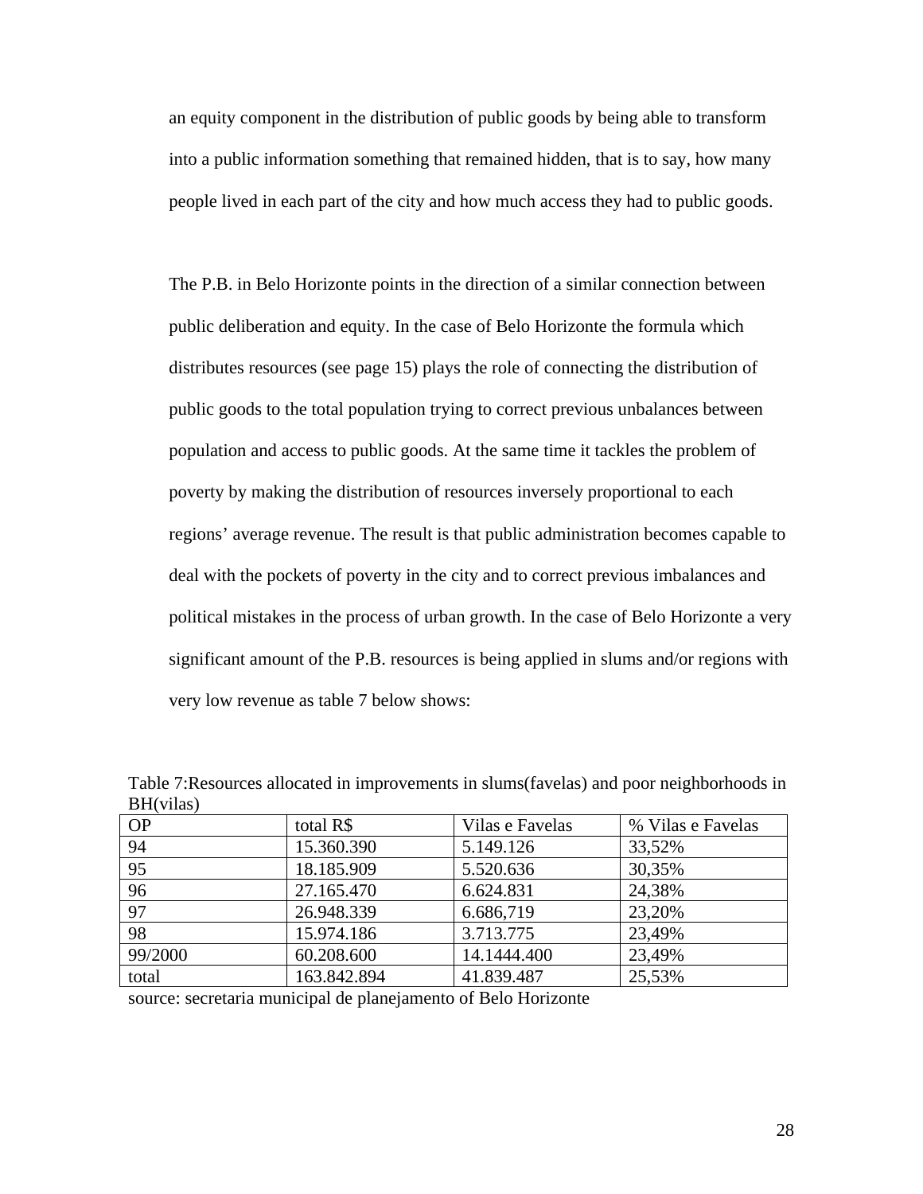an equity component in the distribution of public goods by being able to transform into a public information something that remained hidden, that is to say, how many people lived in each part of the city and how much access they had to public goods.

The P.B. in Belo Horizonte points in the direction of a similar connection between public deliberation and equity. In the case of Belo Horizonte the formula which distributes resources (see page 15) plays the role of connecting the distribution of public goods to the total population trying to correct previous unbalances between population and access to public goods. At the same time it tackles the problem of poverty by making the distribution of resources inversely proportional to each regions' average revenue. The result is that public administration becomes capable to deal with the pockets of poverty in the city and to correct previous imbalances and political mistakes in the process of urban growth. In the case of Belo Horizonte a very significant amount of the P.B. resources is being applied in slums and/or regions with very low revenue as table 7 below shows:

Table 7:Resources allocated in improvements in slums(favelas) and poor neighborhoods in BH(vilas)

| OP | total R$ | Vilas e Favelas | % Vilas e Favelas |
|---|---|---|---|
| 94 | 15.360.390 | 5.149.126 | 33,52% |
| 95 | 18.185.909 | 5.520.636 | 30,35% |
| 96 | 27.165.470 | 6.624.831 | 24,38% |
| 97 | 26.948.339 | 6.686,719 | 23,20% |
| 98 | 15.974.186 | 3.713.775 | 23,49% |
| 99/2000 | 60.208.600 | 14.1444.400 | 23,49% |
| total | 163.842.894 | 41.839.487 | 25,53% |

source: secretaria municipal de planejamento of Belo Horizonte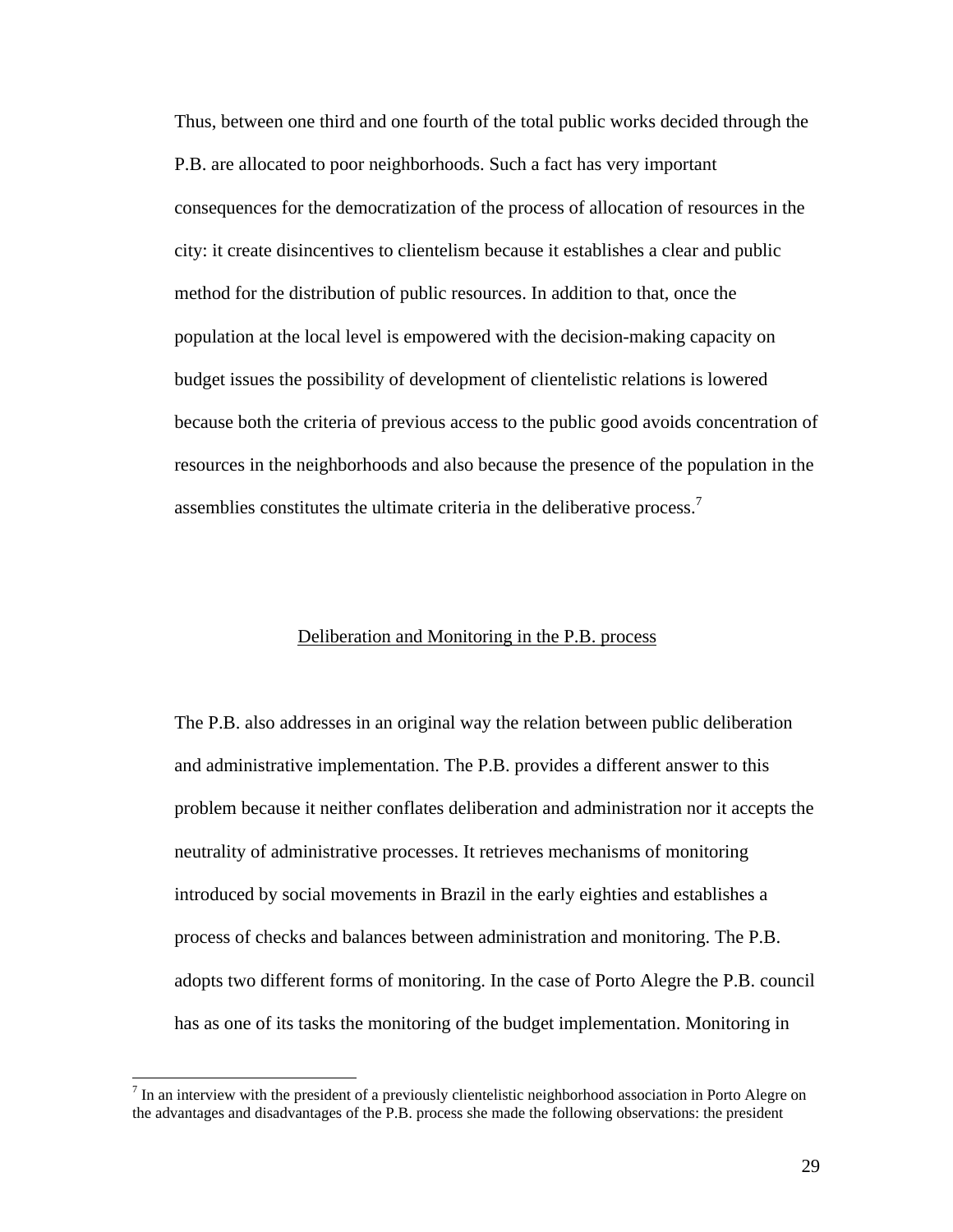Thus, between one third and one fourth of the total public works decided through the P.B. are allocated to poor neighborhoods. Such a fact has very important consequences for the democratization of the process of allocation of resources in the city: it create disincentives to clientelism because it establishes a clear and public method for the distribution of public resources. In addition to that, once the population at the local level is empowered with the decision-making capacity on budget issues the possibility of development of clientelistic relations is lowered because both the criteria of previous access to the public good avoids concentration of resources in the neighborhoods and also because the presence of the population in the assemblies constitutes the ultimate criteria in the deliberative process.[7]

## Deliberation and Monitoring in the P.B. process

The P.B. also addresses in an original way the relation between public deliberation and administrative implementation. The P.B. provides a different answer to this problem because it neither conflates deliberation and administration nor it accepts the neutrality of administrative processes. It retrieves mechanisms of monitoring introduced by social movements in Brazil in the early eighties and establishes a process of checks and balances between administration and monitoring. The P.B. adopts two different forms of monitoring. In the case of Porto Alegre the P.B. council has as one of its tasks the monitoring of the budget implementation. Monitoring in

[7] In an interview with the president of a previously clientelistic neighborhood association in Porto Alegre on the advantages and disadvantages of the P.B. process she made the following observations: the president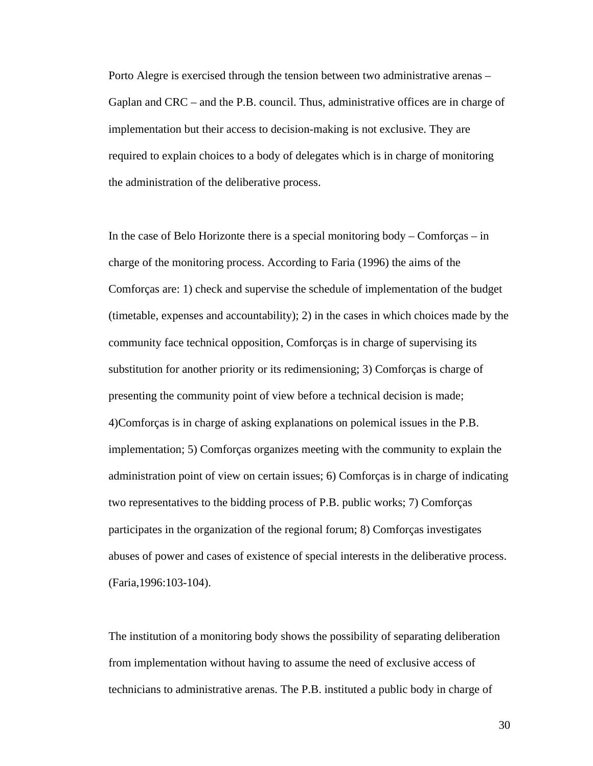Porto Alegre is exercised through the tension between two administrative arenas – Gaplan and CRC – and the P.B. council. Thus, administrative offices are in charge of implementation but their access to decision-making is not exclusive. They are required to explain choices to a body of delegates which is in charge of monitoring the administration of the deliberative process.

In the case of Belo Horizonte there is a special monitoring body – Comforças – in charge of the monitoring process. According to Faria (1996) the aims of the Comforças are: 1) check and supervise the schedule of implementation of the budget (timetable, expenses and accountability); 2) in the cases in which choices made by the community face technical opposition, Comforças is in charge of supervising its substitution for another priority or its redimensioning; 3) Comforças is charge of presenting the community point of view before a technical decision is made; 4)Comforças is in charge of asking explanations on polemical issues in the P.B. implementation; 5) Comforças organizes meeting with the community to explain the administration point of view on certain issues; 6) Comforças is in charge of indicating two representatives to the bidding process of P.B. public works; 7) Comforças participates in the organization of the regional forum; 8) Comforças investigates abuses of power and cases of existence of special interests in the deliberative process. (Faria,1996:103-104).

The institution of a monitoring body shows the possibility of separating deliberation from implementation without having to assume the need of exclusive access of technicians to administrative arenas. The P.B. instituted a public body in charge of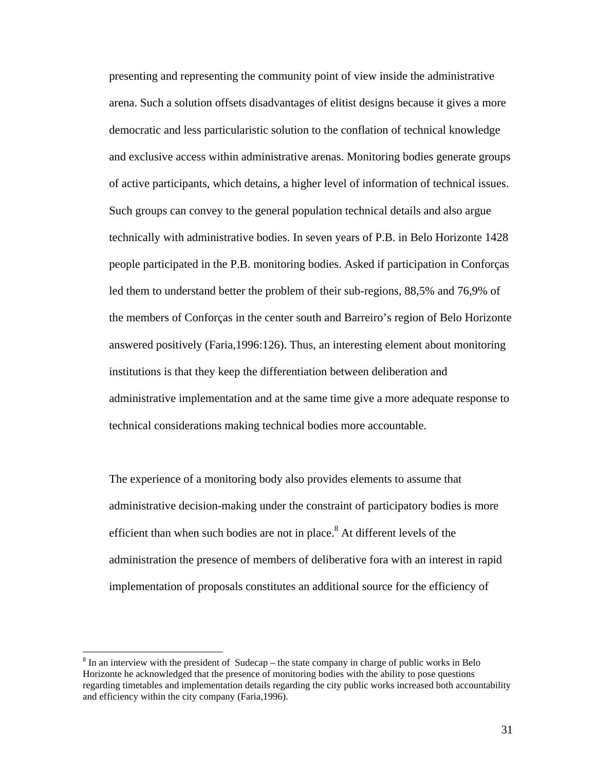presenting and representing the community point of view inside the administrative arena. Such a solution offsets disadvantages of elitist designs because it gives a more democratic and less particularistic solution to the conflation of technical knowledge and exclusive access within administrative arenas. Monitoring bodies generate groups of active participants, which detains, a higher level of information of technical issues. Such groups can convey to the general population technical details and also argue technically with administrative bodies. In seven years of P.B. in Belo Horizonte 1428 people participated in the P.B. monitoring bodies. Asked if participation in Conforças led them to understand better the problem of their sub-regions, 88,5% and 76,9% of the members of Conforças in the center south and Barreiro's region of Belo Horizonte answered positively (Faria,1996:126). Thus, an interesting element about monitoring institutions is that they keep the differentiation between deliberation and administrative implementation and at the same time give a more adequate response to technical considerations making technical bodies more accountable.

The experience of a monitoring body also provides elements to assume that administrative decision-making under the constraint of participatory bodies is more efficient than when such bodies are not in place.[8] At different levels of the administration the presence of members of deliberative fora with an interest in rapid implementation of proposals constitutes an additional source for the efficiency of

---

[8] In an interview with the president of Sudecap – the state company in charge of public works in Belo Horizonte he acknowledged that the presence of monitoring bodies with the ability to pose questions regarding timetables and implementation details regarding the city public works increased both accountability and efficiency within the city company (Faria,1996).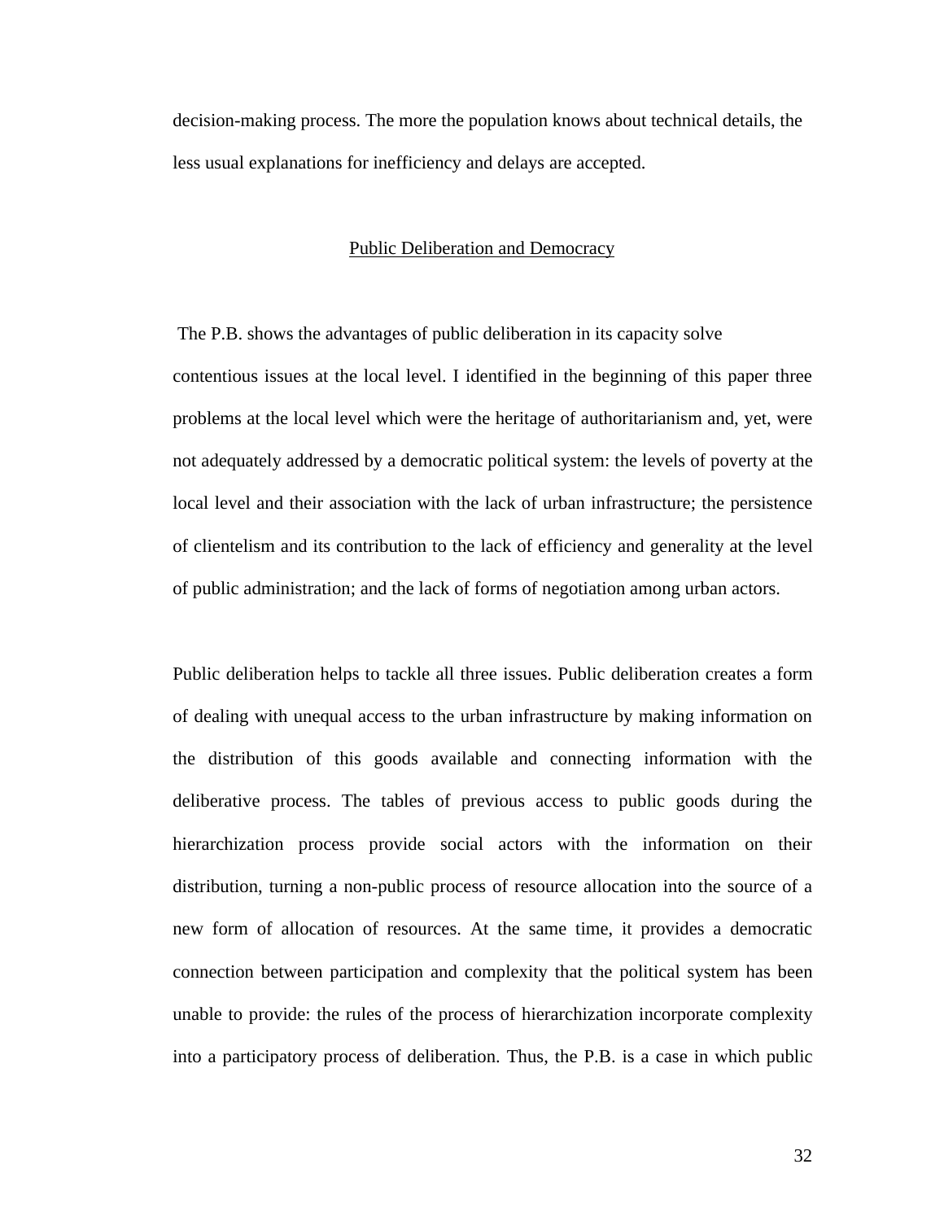decision-making process. The more the population knows about technical details, the less usual explanations for inefficiency and delays are accepted.

## Public Deliberation and Democracy

The P.B. shows the advantages of public deliberation in its capacity solve contentious issues at the local level. I identified in the beginning of this paper three problems at the local level which were the heritage of authoritarianism and, yet, were not adequately addressed by a democratic political system: the levels of poverty at the local level and their association with the lack of urban infrastructure; the persistence of clientelism and its contribution to the lack of efficiency and generality at the level of public administration; and the lack of forms of negotiation among urban actors.

Public deliberation helps to tackle all three issues. Public deliberation creates a form of dealing with unequal access to the urban infrastructure by making information on the distribution of this goods available and connecting information with the deliberative process. The tables of previous access to public goods during the hierarchization process provide social actors with the information on their distribution, turning a non-public process of resource allocation into the source of a new form of allocation of resources. At the same time, it provides a democratic connection between participation and complexity that the political system has been unable to provide: the rules of the process of hierarchization incorporate complexity into a participatory process of deliberation. Thus, the P.B. is a case in which public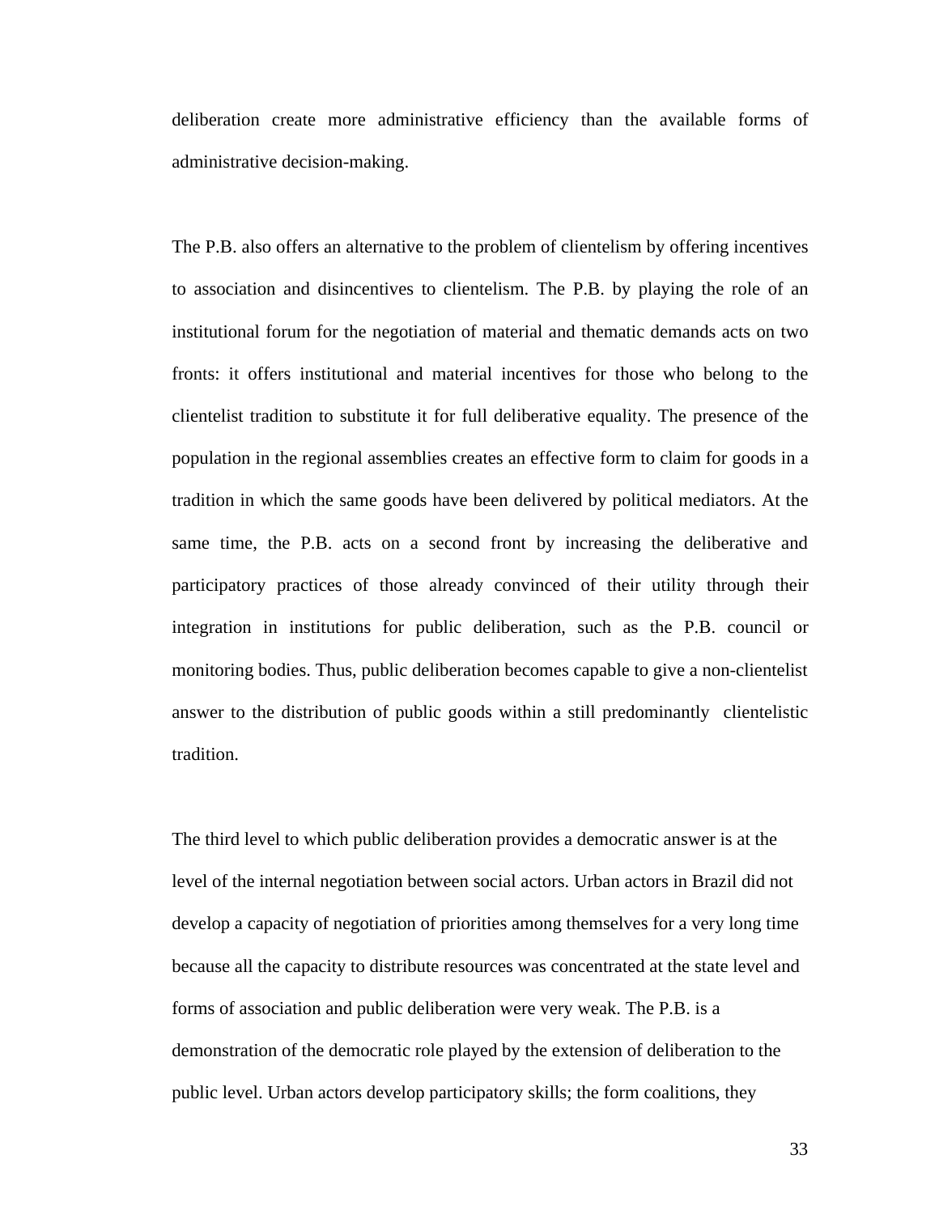deliberation create more administrative efficiency than the available forms of administrative decision-making.

The P.B. also offers an alternative to the problem of clientelism by offering incentives to association and disincentives to clientelism. The P.B. by playing the role of an institutional forum for the negotiation of material and thematic demands acts on two fronts: it offers institutional and material incentives for those who belong to the clientelist tradition to substitute it for full deliberative equality. The presence of the population in the regional assemblies creates an effective form to claim for goods in a tradition in which the same goods have been delivered by political mediators. At the same time, the P.B. acts on a second front by increasing the deliberative and participatory practices of those already convinced of their utility through their integration in institutions for public deliberation, such as the P.B. council or monitoring bodies. Thus, public deliberation becomes capable to give a non-clientelist answer to the distribution of public goods within a still predominantly clientelistic tradition.

The third level to which public deliberation provides a democratic answer is at the level of the internal negotiation between social actors. Urban actors in Brazil did not develop a capacity of negotiation of priorities among themselves for a very long time because all the capacity to distribute resources was concentrated at the state level and forms of association and public deliberation were very weak. The P.B. is a demonstration of the democratic role played by the extension of deliberation to the public level. Urban actors develop participatory skills; the form coalitions, they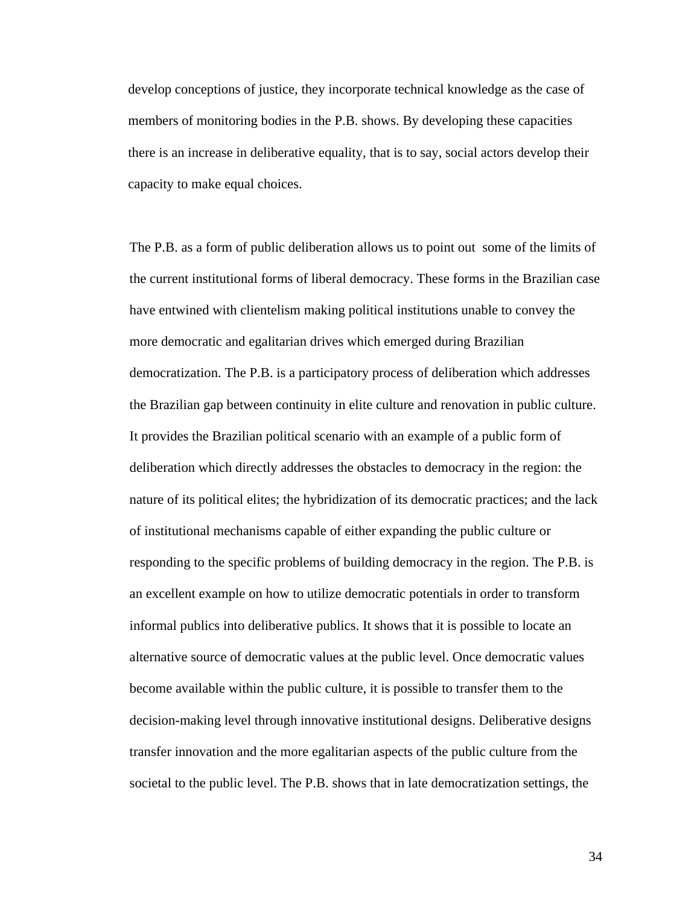develop conceptions of justice, they incorporate technical knowledge as the case of members of monitoring bodies in the P.B. shows. By developing these capacities there is an increase in deliberative equality, that is to say, social actors develop their capacity to make equal choices.

The P.B. as a form of public deliberation allows us to point out some of the limits of the current institutional forms of liberal democracy. These forms in the Brazilian case have entwined with clientelism making political institutions unable to convey the more democratic and egalitarian drives which emerged during Brazilian democratization. The P.B. is a participatory process of deliberation which addresses the Brazilian gap between continuity in elite culture and renovation in public culture. It provides the Brazilian political scenario with an example of a public form of deliberation which directly addresses the obstacles to democracy in the region: the nature of its political elites; the hybridization of its democratic practices; and the lack of institutional mechanisms capable of either expanding the public culture or responding to the specific problems of building democracy in the region. The P.B. is an excellent example on how to utilize democratic potentials in order to transform informal publics into deliberative publics. It shows that it is possible to locate an alternative source of democratic values at the public level. Once democratic values become available within the public culture, it is possible to transfer them to the decision-making level through innovative institutional designs. Deliberative designs transfer innovation and the more egalitarian aspects of the public culture from the societal to the public level. The P.B. shows that in late democratization settings, the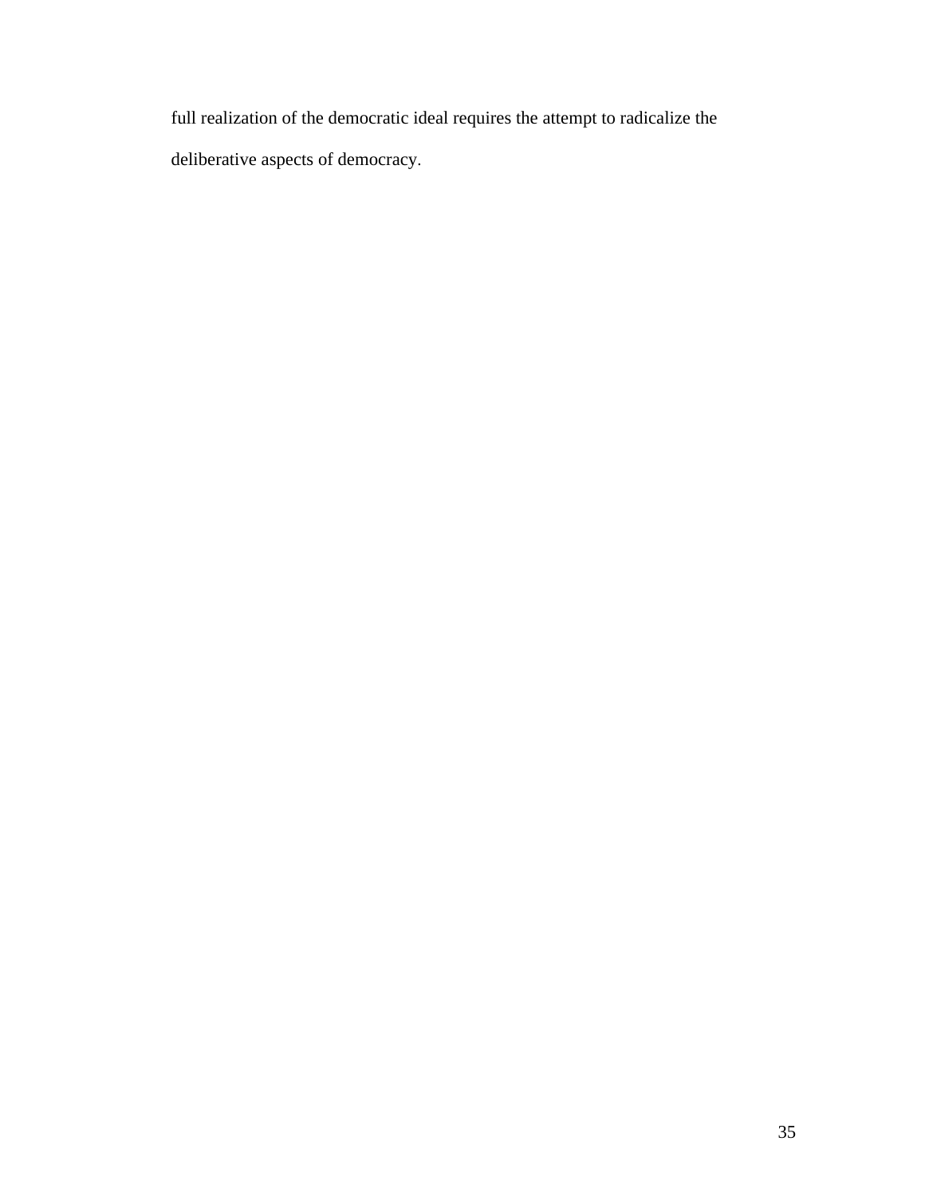full realization of the democratic ideal requires the attempt to radicalize the deliberative aspects of democracy.